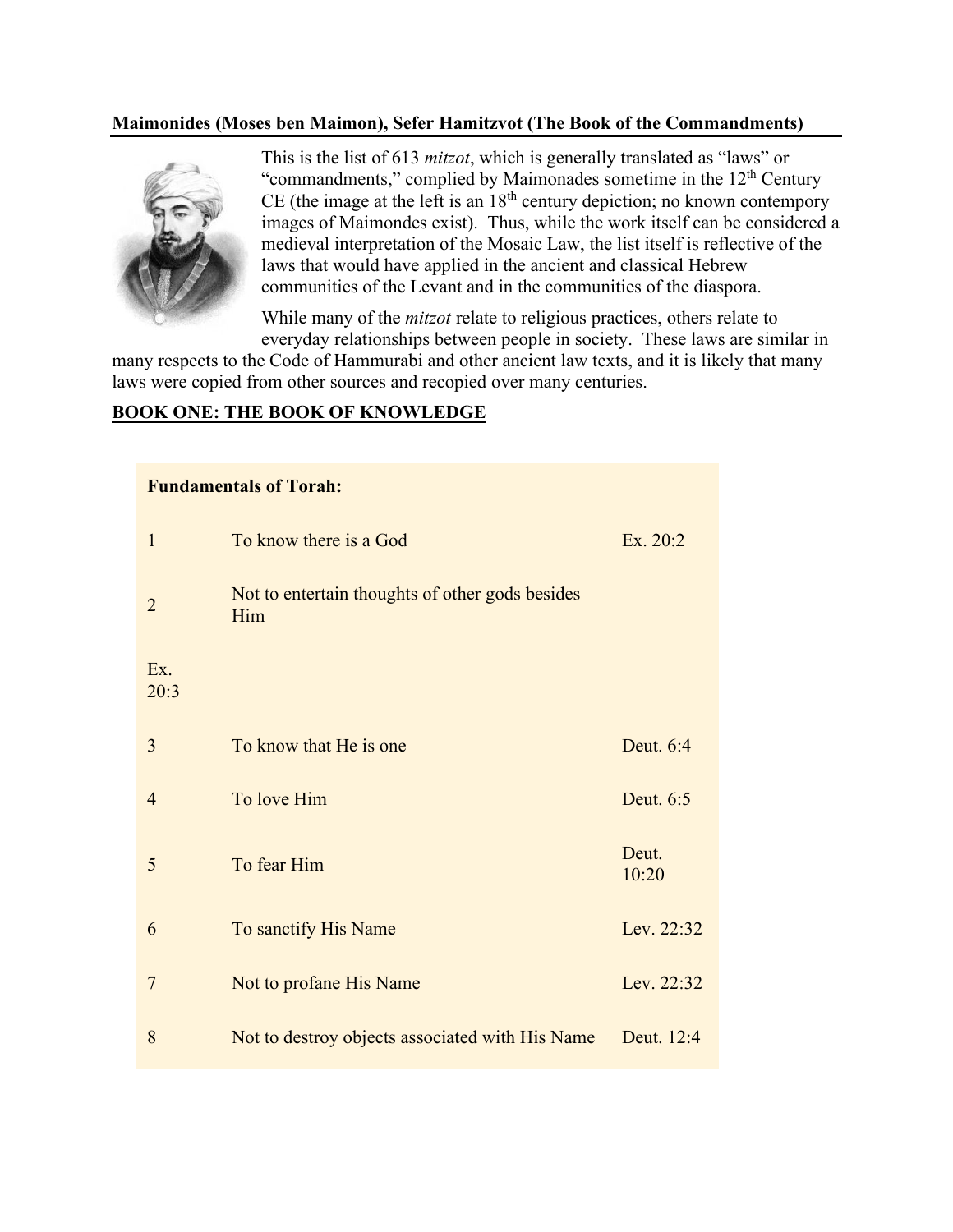**Maimonides (Moses ben Maimon), Sefer Hamitzvot (The Book of the Commandments)**

This is the list of 613 *mitzot*, which is generally translated as "laws" or "commandments," complied by Maimonades sometime in the 12th Century CE (the image at the left is an 18th century depiction; no known contempory images of Maimondes exist). Thus, while the work itself can be considered a medieval interpretation of the Mosaic Law, the list itself is reflective of the laws that would have applied in the ancient and classical Hebrew communities of the Levant and in the communities of the diaspora.

While many of the *mitzot* relate to religious practices, others relate to everyday relationships between people in society. These laws are similar in many respects to the Code of Hammurabi and other ancient law texts, and it is likely that many laws were copied from other sources and recopied over many centuries.

## BOOK ONE: THE BOOK OF KNOWLEDGE

| **Fundamentals of Torah:** | | |
|---|---|---|
| 1 | To know there is a God | Ex. 20:2 |
| 2 | Not to entertain thoughts of other gods besides Him | |
| Ex. 20:3 | | |
| 3 | To know that He is one | Deut. 6:4 |
| 4 | To love Him | Deut. 6:5 |
| 5 | To fear Him | Deut. 10:20 |
| 6 | To sanctify His Name | Lev. 22:32 |
| 7 | Not to profane His Name | Lev. 22:32 |
| 8 | Not to destroy objects associated with His Name | Deut. 12:4 |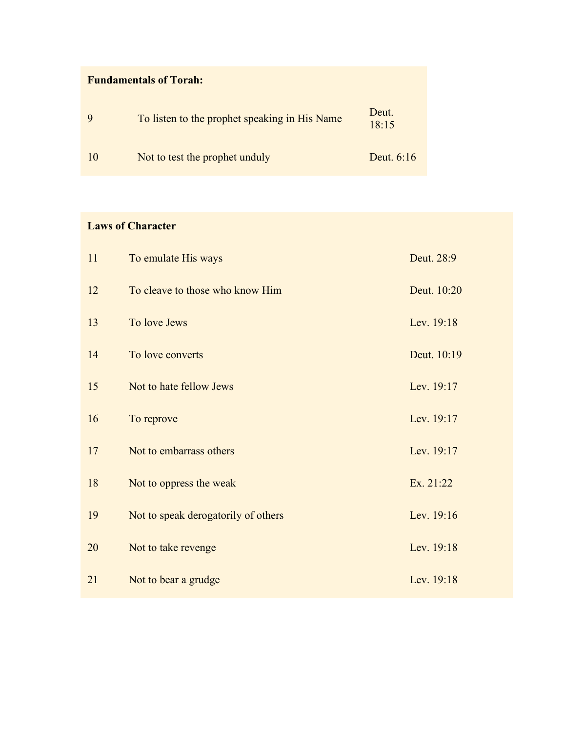**Fundamentals of Torah:**

| | | |
|---|---|---|
| 9 | To listen to the prophet speaking in His Name | Deut. 18:15 |
| 10 | Not to test the prophet unduly | Deut. 6:16 |

**Laws of Character**

| | | |
|---|---|---|
| 11 | To emulate His ways | Deut. 28:9 |
| 12 | To cleave to those who know Him | Deut. 10:20 |
| 13 | To love Jews | Lev. 19:18 |
| 14 | To love converts | Deut. 10:19 |
| 15 | Not to hate fellow Jews | Lev. 19:17 |
| 16 | To reprove | Lev. 19:17 |
| 17 | Not to embarrass others | Lev. 19:17 |
| 18 | Not to oppress the weak | Ex. 21:22 |
| 19 | Not to speak derogatorily of others | Lev. 19:16 |
| 20 | Not to take revenge | Lev. 19:18 |
| 21 | Not to bear a grudge | Lev. 19:18 |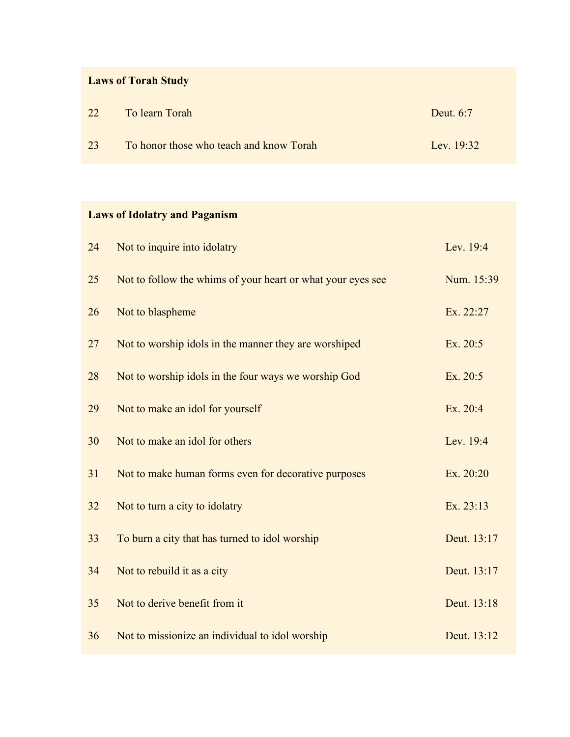| **Laws of Torah Study** | | |
|---|---|---|
| 22 | To learn Torah | Deut. 6:7 |
| 23 | To honor those who teach and know Torah | Lev. 19:32 |

| **Laws of Idolatry and Paganism** | | |
|---|---|---|
| 24 | Not to inquire into idolatry | Lev. 19:4 |
| 25 | Not to follow the whims of your heart or what your eyes see | Num. 15:39 |
| 26 | Not to blaspheme | Ex. 22:27 |
| 27 | Not to worship idols in the manner they are worshiped | Ex. 20:5 |
| 28 | Not to worship idols in the four ways we worship God | Ex. 20:5 |
| 29 | Not to make an idol for yourself | Ex. 20:4 |
| 30 | Not to make an idol for others | Lev. 19:4 |
| 31 | Not to make human forms even for decorative purposes | Ex. 20:20 |
| 32 | Not to turn a city to idolatry | Ex. 23:13 |
| 33 | To burn a city that has turned to idol worship | Deut. 13:17 |
| 34 | Not to rebuild it as a city | Deut. 13:17 |
| 35 | Not to derive benefit from it | Deut. 13:18 |
| 36 | Not to missionize an individual to idol worship | Deut. 13:12 |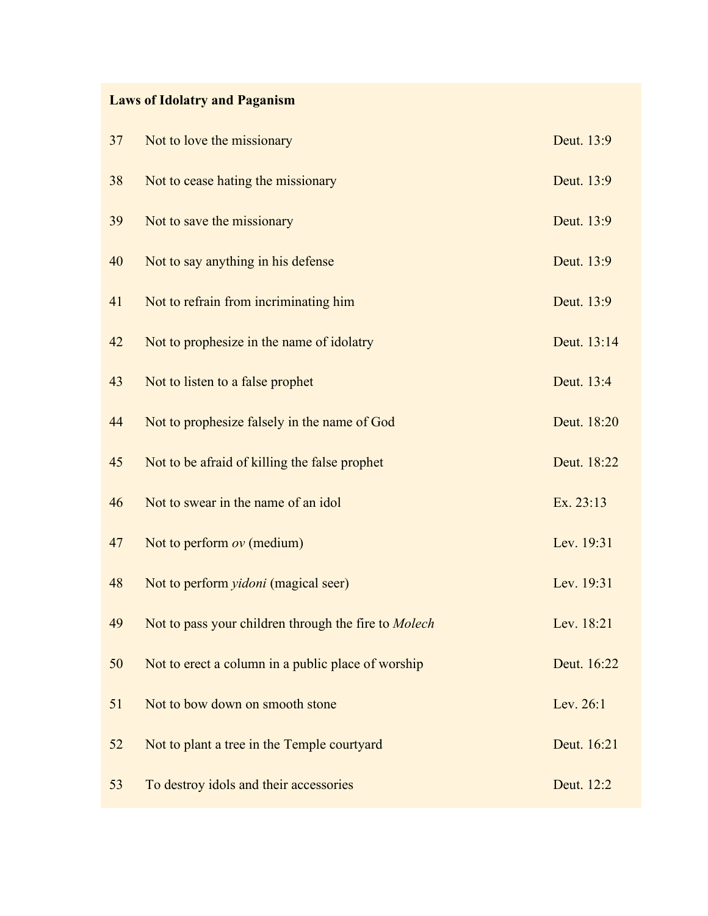**Laws of Idolatry and Paganism**

| | | |
|---|---|---|
| 37 | Not to love the missionary | Deut. 13:9 |
| 38 | Not to cease hating the missionary | Deut. 13:9 |
| 39 | Not to save the missionary | Deut. 13:9 |
| 40 | Not to say anything in his defense | Deut. 13:9 |
| 41 | Not to refrain from incriminating him | Deut. 13:9 |
| 42 | Not to prophesize in the name of idolatry | Deut. 13:14 |
| 43 | Not to listen to a false prophet | Deut. 13:4 |
| 44 | Not to prophesize falsely in the name of God | Deut. 18:20 |
| 45 | Not to be afraid of killing the false prophet | Deut. 18:22 |
| 46 | Not to swear in the name of an idol | Ex. 23:13 |
| 47 | Not to perform *ov* (medium) | Lev. 19:31 |
| 48 | Not to perform *yidoni* (magical seer) | Lev. 19:31 |
| 49 | Not to pass your children through the fire to *Molech* | Lev. 18:21 |
| 50 | Not to erect a column in a public place of worship | Deut. 16:22 |
| 51 | Not to bow down on smooth stone | Lev. 26:1 |
| 52 | Not to plant a tree in the Temple courtyard | Deut. 16:21 |
| 53 | To destroy idols and their accessories | Deut. 12:2 |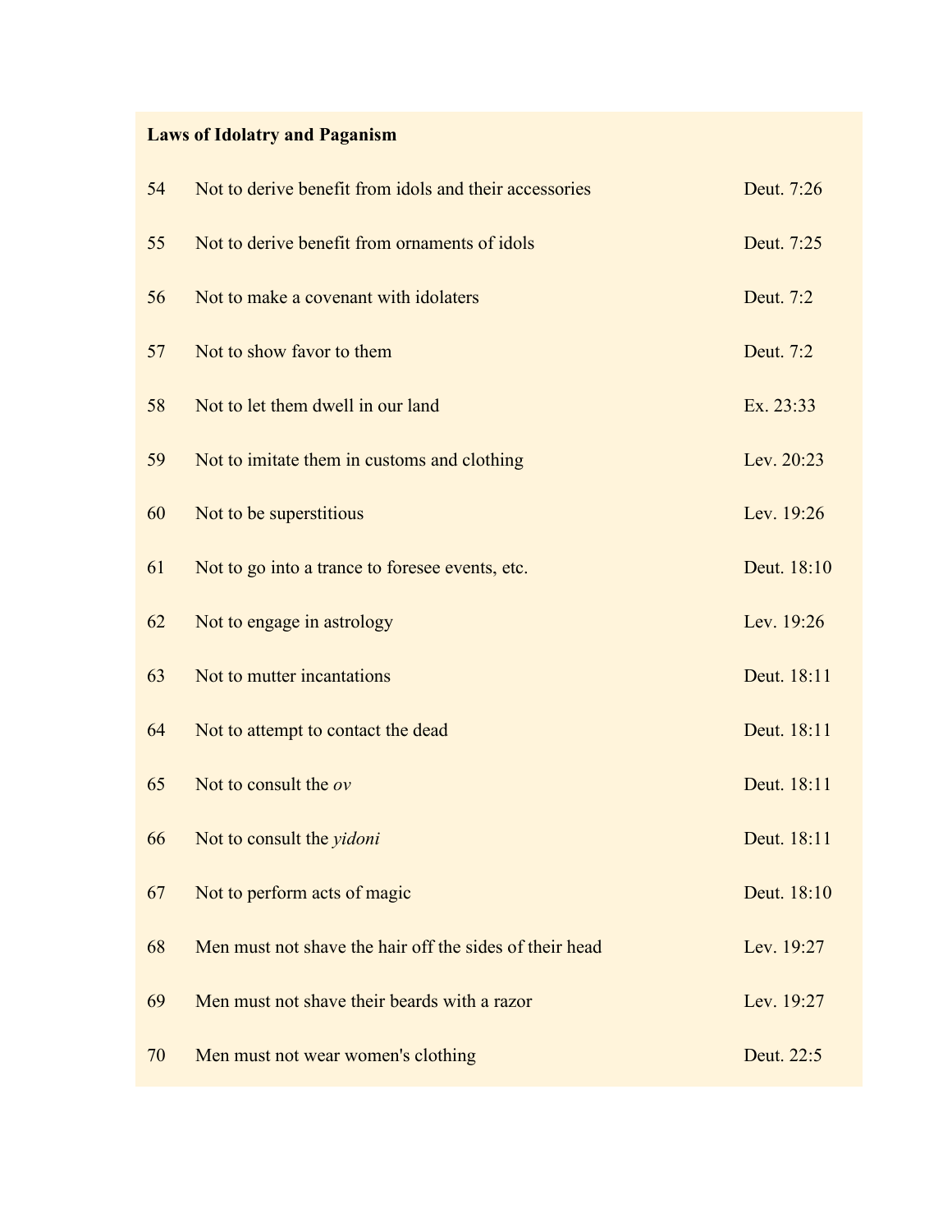**Laws of Idolatry and Paganism**

| | | |
|---|---|---|
| 54 | Not to derive benefit from idols and their accessories | Deut. 7:26 |
| 55 | Not to derive benefit from ornaments of idols | Deut. 7:25 |
| 56 | Not to make a covenant with idolaters | Deut. 7:2 |
| 57 | Not to show favor to them | Deut. 7:2 |
| 58 | Not to let them dwell in our land | Ex. 23:33 |
| 59 | Not to imitate them in customs and clothing | Lev. 20:23 |
| 60 | Not to be superstitious | Lev. 19:26 |
| 61 | Not to go into a trance to foresee events, etc. | Deut. 18:10 |
| 62 | Not to engage in astrology | Lev. 19:26 |
| 63 | Not to mutter incantations | Deut. 18:11 |
| 64 | Not to attempt to contact the dead | Deut. 18:11 |
| 65 | Not to consult the *ov* | Deut. 18:11 |
| 66 | Not to consult the *yidoni* | Deut. 18:11 |
| 67 | Not to perform acts of magic | Deut. 18:10 |
| 68 | Men must not shave the hair off the sides of their head | Lev. 19:27 |
| 69 | Men must not shave their beards with a razor | Lev. 19:27 |
| 70 | Men must not wear women's clothing | Deut. 22:5 |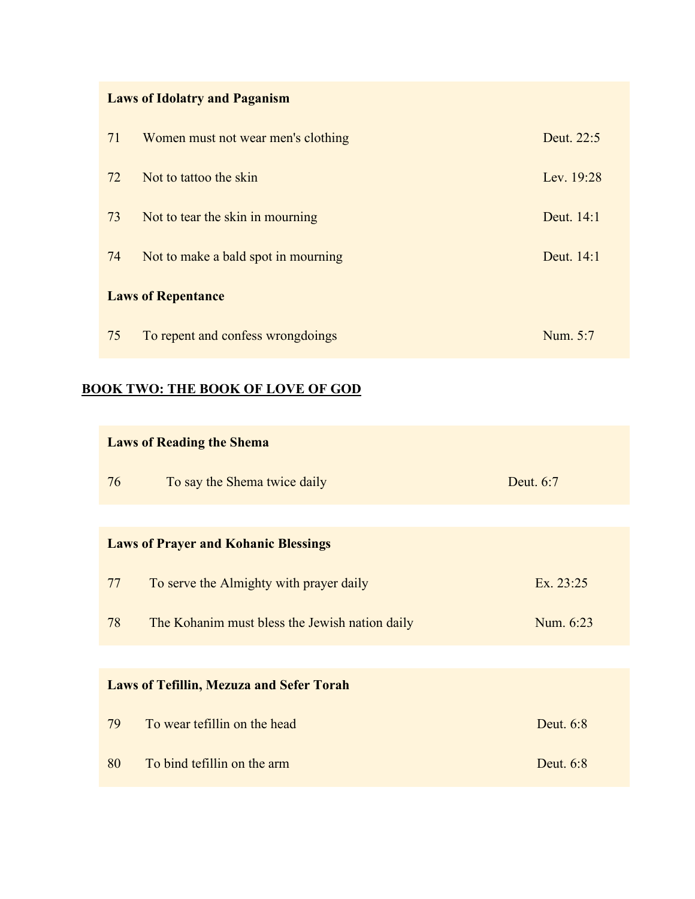**Laws of Idolatry and Paganism**

| | | |
|---|---|---|
| 71 | Women must not wear men's clothing | Deut. 22:5 |
| 72 | Not to tattoo the skin | Lev. 19:28 |
| 73 | Not to tear the skin in mourning | Deut. 14:1 |
| 74 | Not to make a bald spot in mourning | Deut. 14:1 |

**Laws of Repentance**

| | | |
|---|---|---|
| 75 | To repent and confess wrongdoings | Num. 5:7 |

## BOOK TWO: THE BOOK OF LOVE OF GOD

**Laws of Reading the Shema**

| | | |
|---|---|---|
| 76 | To say the Shema twice daily | Deut. 6:7 |

**Laws of Prayer and Kohanic Blessings**

| | | |
|---|---|---|
| 77 | To serve the Almighty with prayer daily | Ex. 23:25 |
| 78 | The Kohanim must bless the Jewish nation daily | Num. 6:23 |

**Laws of Tefillin, Mezuza and Sefer Torah**

| | | |
|---|---|---|
| 79 | To wear tefillin on the head | Deut. 6:8 |
| 80 | To bind tefillin on the arm | Deut. 6:8 |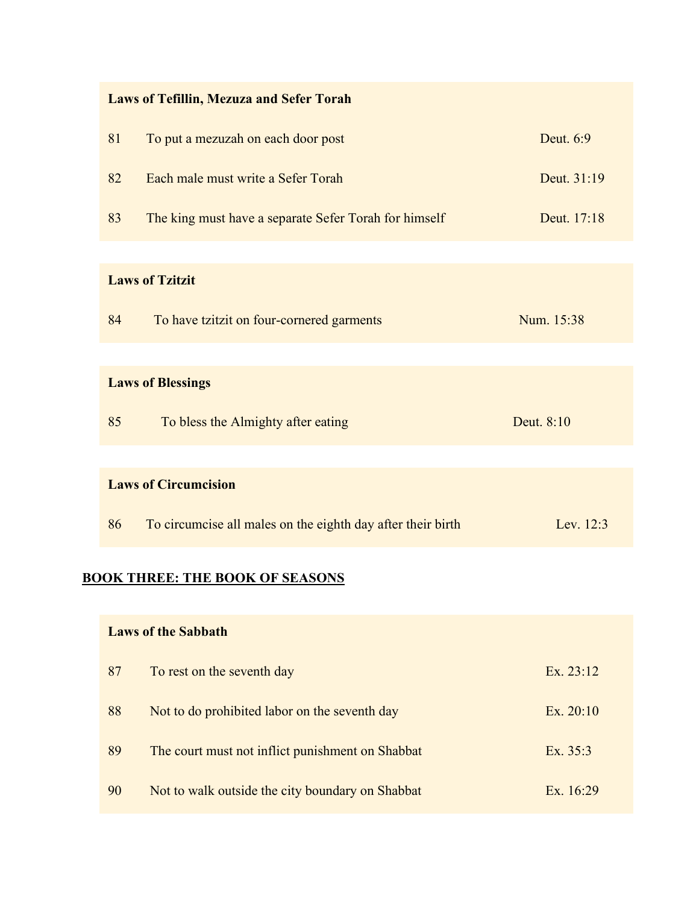| Laws of Tefillin, Mezuza and Sefer Torah | | |
|---|---|---|
| 81 | To put a mezuzah on each door post | Deut. 6:9 |
| 82 | Each male must write a Sefer Torah | Deut. 31:19 |
| 83 | The king must have a separate Sefer Torah for himself | Deut. 17:18 |

| Laws of Tzitzit | | |
|---|---|---|
| 84 | To have tzitzit on four-cornered garments | Num. 15:38 |

| Laws of Blessings | | |
|---|---|---|
| 85 | To bless the Almighty after eating | Deut. 8:10 |

| Laws of Circumcision | | |
|---|---|---|
| 86 | To circumcise all males on the eighth day after their birth | Lev. 12:3 |

## BOOK THREE: THE BOOK OF SEASONS

| Laws of the Sabbath | | |
|---|---|---|
| 87 | To rest on the seventh day | Ex. 23:12 |
| 88 | Not to do prohibited labor on the seventh day | Ex. 20:10 |
| 89 | The court must not inflict punishment on Shabbat | Ex. 35:3 |
| 90 | Not to walk outside the city boundary on Shabbat | Ex. 16:29 |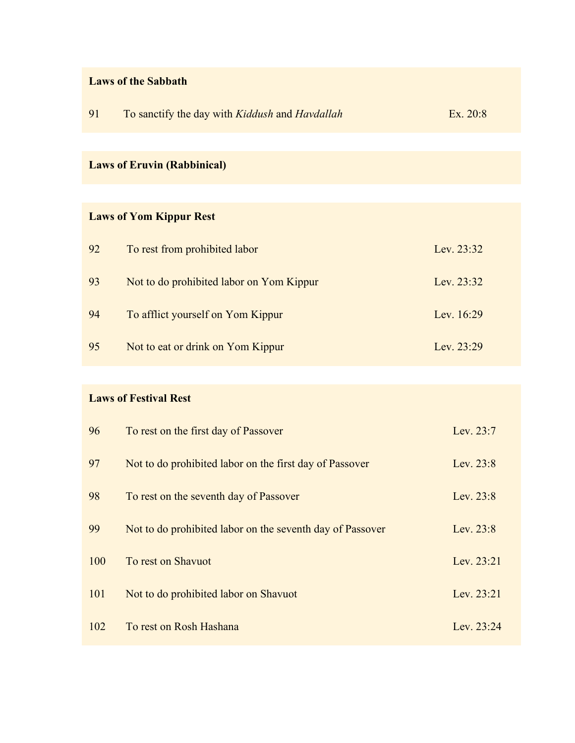**Laws of the Sabbath**

| | | |
|---|---|---|
| 91 | To sanctify the day with *Kiddush* and *Havdallah* | Ex. 20:8 |

**Laws of Eruvin (Rabbinical)**

**Laws of Yom Kippur Rest**

| | | |
|---|---|---|
| 92 | To rest from prohibited labor | Lev. 23:32 |
| 93 | Not to do prohibited labor on Yom Kippur | Lev. 23:32 |
| 94 | To afflict yourself on Yom Kippur | Lev. 16:29 |
| 95 | Not to eat or drink on Yom Kippur | Lev. 23:29 |

**Laws of Festival Rest**

| | | |
|---|---|---|
| 96 | To rest on the first day of Passover | Lev. 23:7 |
| 97 | Not to do prohibited labor on the first day of Passover | Lev. 23:8 |
| 98 | To rest on the seventh day of Passover | Lev. 23:8 |
| 99 | Not to do prohibited labor on the seventh day of Passover | Lev. 23:8 |
| 100 | To rest on Shavuot | Lev. 23:21 |
| 101 | Not to do prohibited labor on Shavuot | Lev. 23:21 |
| 102 | To rest on Rosh Hashana | Lev. 23:24 |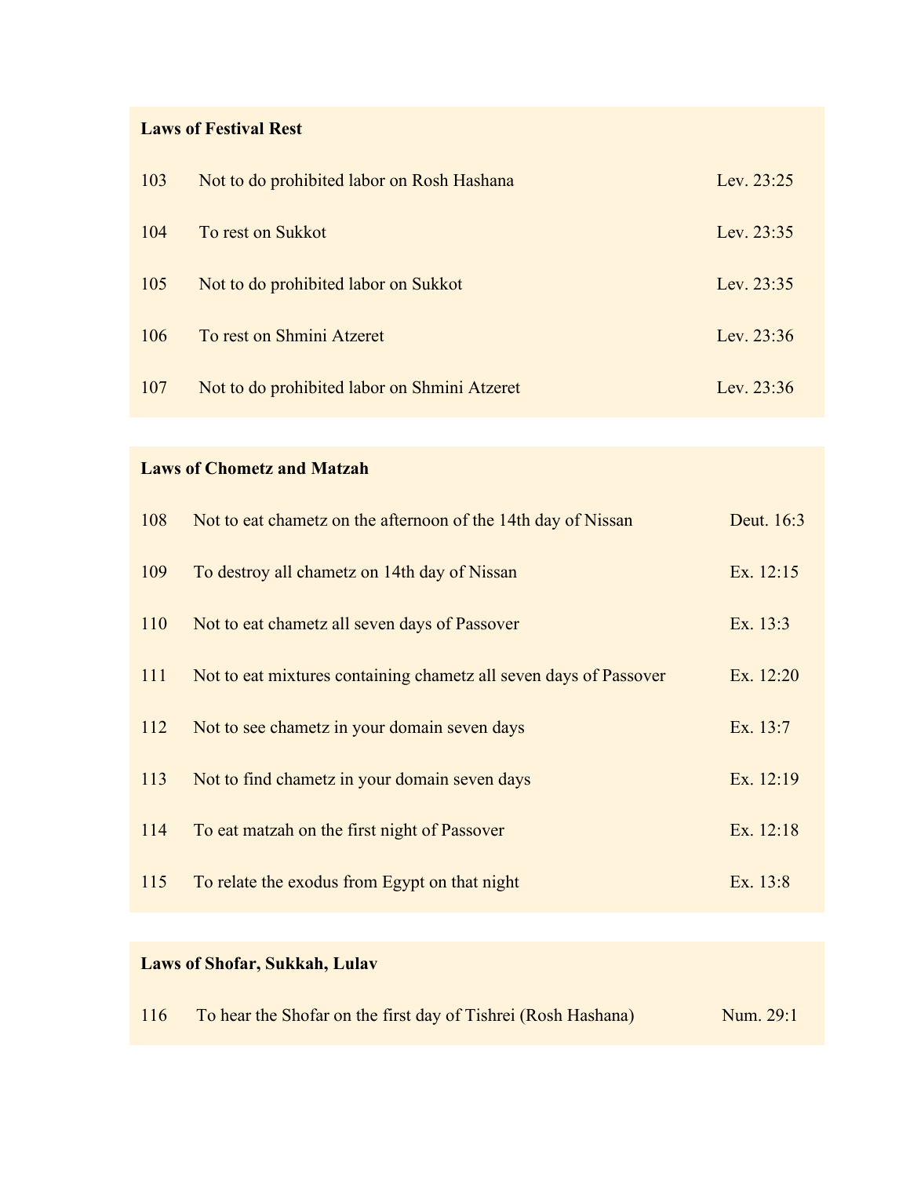**Laws of Festival Rest**

| | | |
|---|---|---|
| 103 | Not to do prohibited labor on Rosh Hashana | Lev. 23:25 |
| 104 | To rest on Sukkot | Lev. 23:35 |
| 105 | Not to do prohibited labor on Sukkot | Lev. 23:35 |
| 106 | To rest on Shmini Atzeret | Lev. 23:36 |
| 107 | Not to do prohibited labor on Shmini Atzeret | Lev. 23:36 |

**Laws of Chometz and Matzah**

| | | |
|---|---|---|
| 108 | Not to eat chametz on the afternoon of the 14th day of Nissan | Deut. 16:3 |
| 109 | To destroy all chametz on 14th day of Nissan | Ex. 12:15 |
| 110 | Not to eat chametz all seven days of Passover | Ex. 13:3 |
| 111 | Not to eat mixtures containing chametz all seven days of Passover | Ex. 12:20 |
| 112 | Not to see chametz in your domain seven days | Ex. 13:7 |
| 113 | Not to find chametz in your domain seven days | Ex. 12:19 |
| 114 | To eat matzah on the first night of Passover | Ex. 12:18 |
| 115 | To relate the exodus from Egypt on that night | Ex. 13:8 |

**Laws of Shofar, Sukkah, Lulav**

| | | |
|---|---|---|
| 116 | To hear the Shofar on the first day of Tishrei (Rosh Hashana) | Num. 29:1 |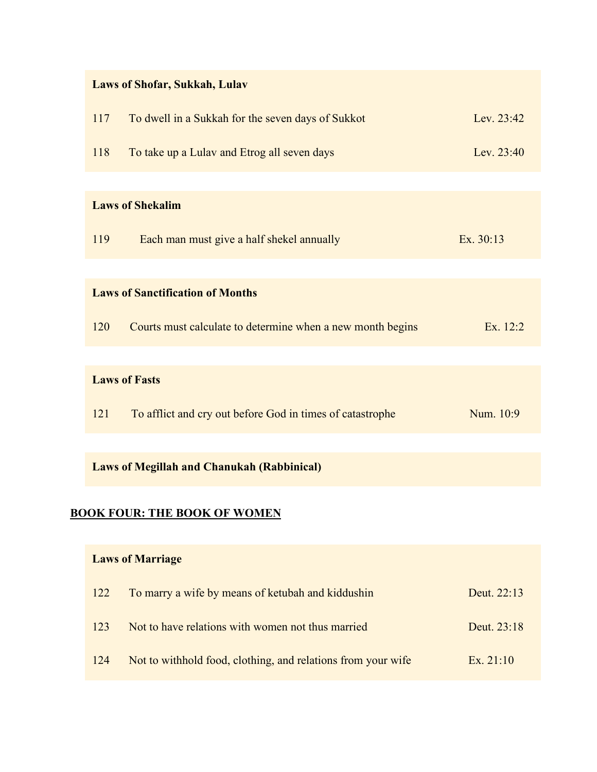**Laws of Shofar, Sukkah, Lulav**

| | | |
|---|---|---|
| 117 | To dwell in a Sukkah for the seven days of Sukkot | Lev. 23:42 |
| 118 | To take up a Lulav and Etrog all seven days | Lev. 23:40 |

**Laws of Shekalim**

| | | |
|---|---|---|
| 119 | Each man must give a half shekel annually | Ex. 30:13 |

**Laws of Sanctification of Months**

| | | |
|---|---|---|
| 120 | Courts must calculate to determine when a new month begins | Ex. 12:2 |

**Laws of Fasts**

| | | |
|---|---|---|
| 121 | To afflict and cry out before God in times of catastrophe | Num. 10:9 |

**Laws of Megillah and Chanukah (Rabbinical)**

## BOOK FOUR: THE BOOK OF WOMEN

**Laws of Marriage**

| | | |
|---|---|---|
| 122 | To marry a wife by means of ketubah and kiddushin | Deut. 22:13 |
| 123 | Not to have relations with women not thus married | Deut. 23:18 |
| 124 | Not to withhold food, clothing, and relations from your wife | Ex. 21:10 |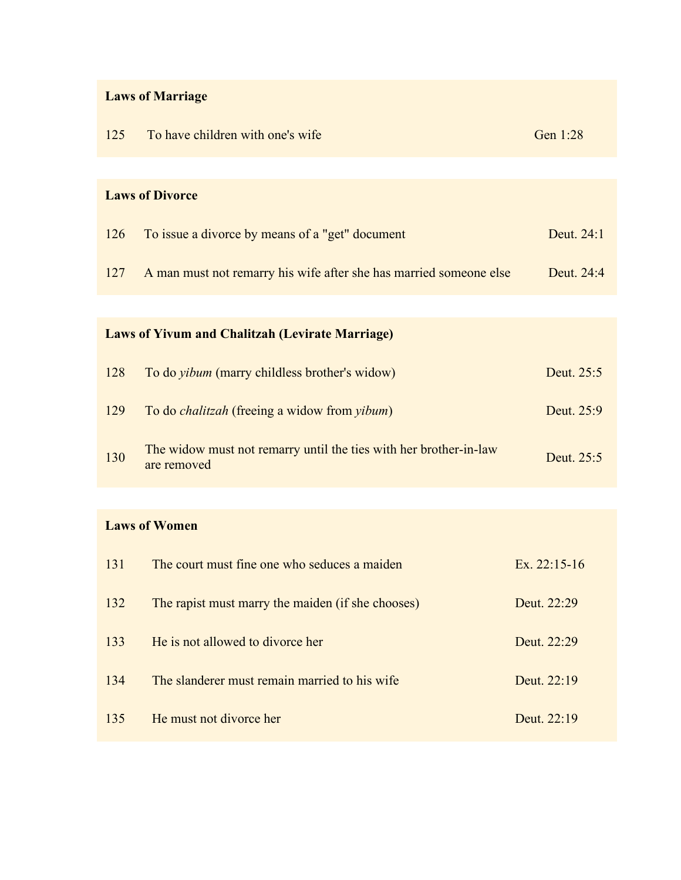| **Laws of Marriage** | | |
|---|---|---|
| 125 | To have children with one's wife | Gen 1:28 |

| **Laws of Divorce** | | |
|---|---|---|
| 126 | To issue a divorce by means of a "get" document | Deut. 24:1 |
| 127 | A man must not remarry his wife after she has married someone else | Deut. 24:4 |

| **Laws of Yivum and Chalitzah (Levirate Marriage)** | | |
|---|---|---|
| 128 | To do *yibum* (marry childless brother's widow) | Deut. 25:5 |
| 129 | To do *chalitzah* (freeing a widow from *yibum*) | Deut. 25:9 |
| 130 | The widow must not remarry until the ties with her brother-in-law are removed | Deut. 25:5 |

| **Laws of Women** | | |
|---|---|---|
| 131 | The court must fine one who seduces a maiden | Ex. 22:15-16 |
| 132 | The rapist must marry the maiden (if she chooses) | Deut. 22:29 |
| 133 | He is not allowed to divorce her | Deut. 22:29 |
| 134 | The slanderer must remain married to his wife | Deut. 22:19 |
| 135 | He must not divorce her | Deut. 22:19 |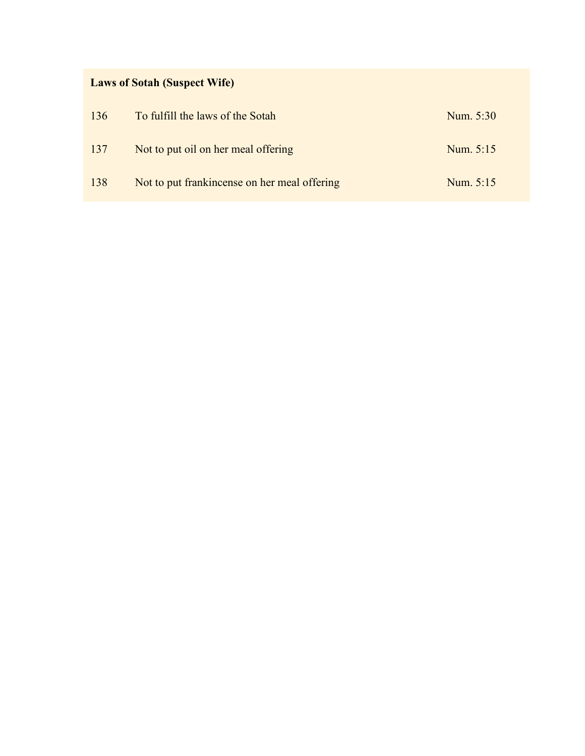**Laws of Sotah (Suspect Wife)**

| | | |
|---|---|---|
| 136 | To fulfill the laws of the Sotah | Num. 5:30 |
| 137 | Not to put oil on her meal offering | Num. 5:15 |
| 138 | Not to put frankincense on her meal offering | Num. 5:15 |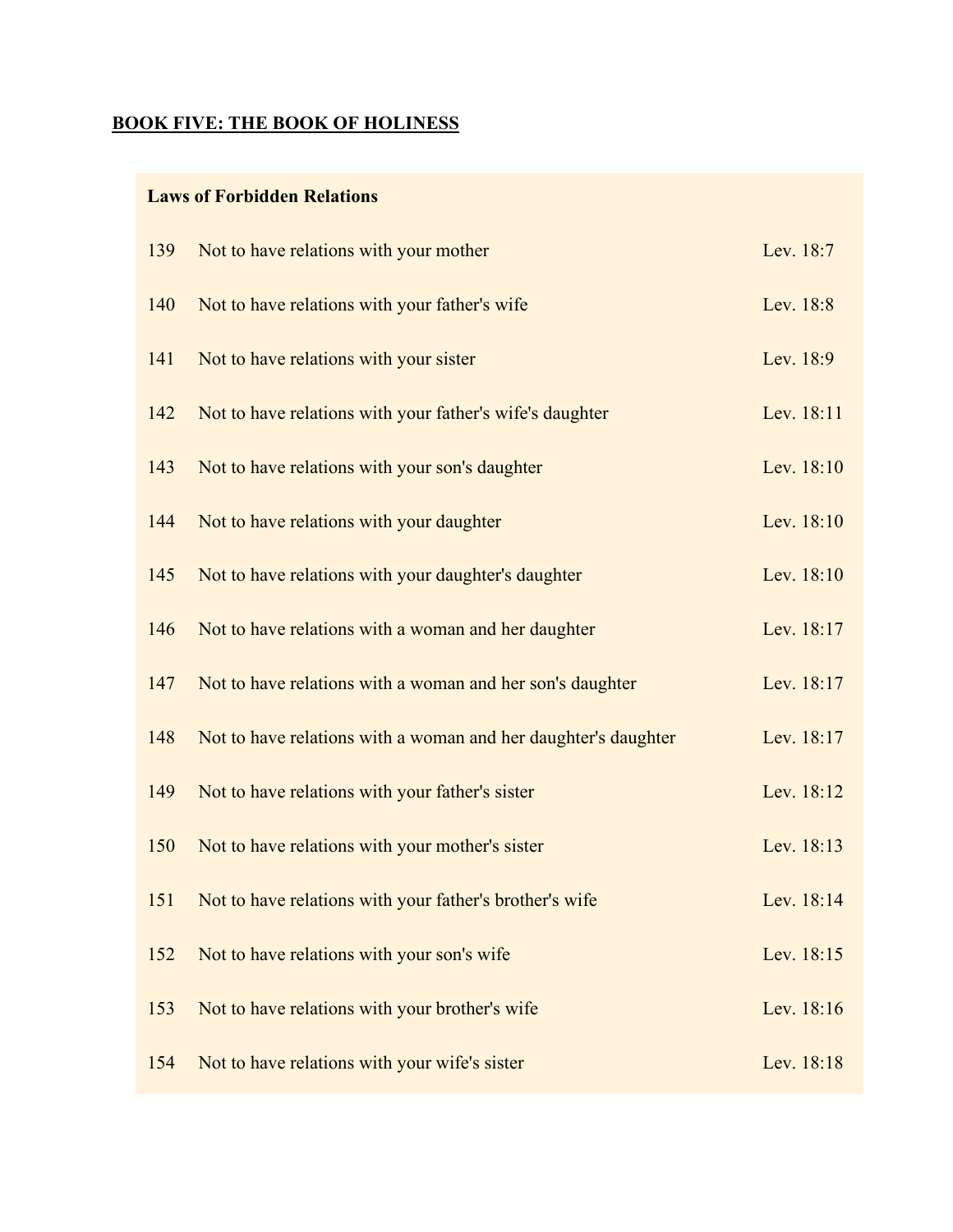## BOOK FIVE: THE BOOK OF HOLINESS

| Laws of Forbidden Relations | | |
|---|---|---|
| 139 | Not to have relations with your mother | Lev. 18:7 |
| 140 | Not to have relations with your father's wife | Lev. 18:8 |
| 141 | Not to have relations with your sister | Lev. 18:9 |
| 142 | Not to have relations with your father's wife's daughter | Lev. 18:11 |
| 143 | Not to have relations with your son's daughter | Lev. 18:10 |
| 144 | Not to have relations with your daughter | Lev. 18:10 |
| 145 | Not to have relations with your daughter's daughter | Lev. 18:10 |
| 146 | Not to have relations with a woman and her daughter | Lev. 18:17 |
| 147 | Not to have relations with a woman and her son's daughter | Lev. 18:17 |
| 148 | Not to have relations with a woman and her daughter's daughter | Lev. 18:17 |
| 149 | Not to have relations with your father's sister | Lev. 18:12 |
| 150 | Not to have relations with your mother's sister | Lev. 18:13 |
| 151 | Not to have relations with your father's brother's wife | Lev. 18:14 |
| 152 | Not to have relations with your son's wife | Lev. 18:15 |
| 153 | Not to have relations with your brother's wife | Lev. 18:16 |
| 154 | Not to have relations with your wife's sister | Lev. 18:18 |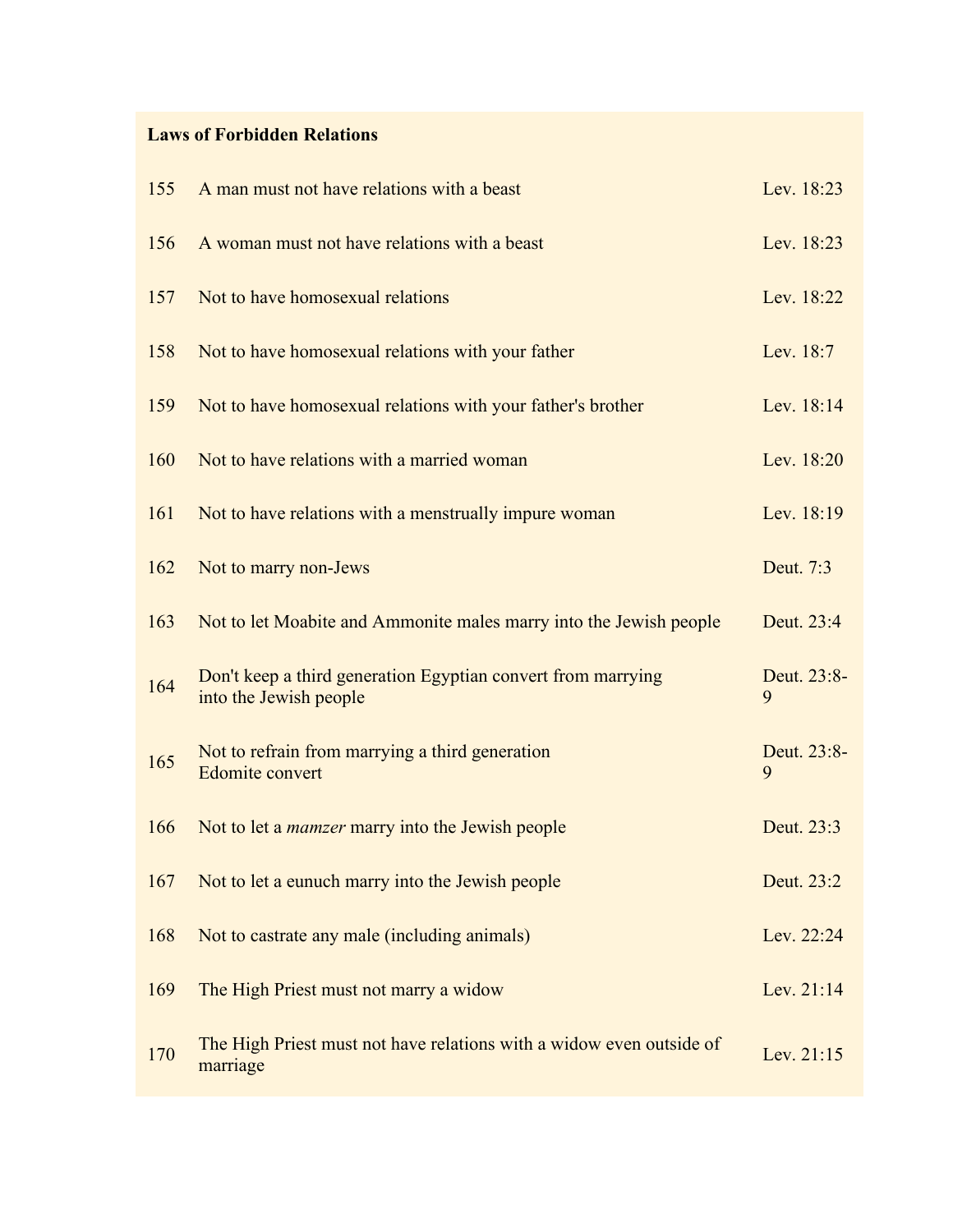**Laws of Forbidden Relations**

| | | |
|---|---|---|
| 155 | A man must not have relations with a beast | Lev. 18:23 |
| 156 | A woman must not have relations with a beast | Lev. 18:23 |
| 157 | Not to have homosexual relations | Lev. 18:22 |
| 158 | Not to have homosexual relations with your father | Lev. 18:7 |
| 159 | Not to have homosexual relations with your father's brother | Lev. 18:14 |
| 160 | Not to have relations with a married woman | Lev. 18:20 |
| 161 | Not to have relations with a menstrually impure woman | Lev. 18:19 |
| 162 | Not to marry non-Jews | Deut. 7:3 |
| 163 | Not to let Moabite and Ammonite males marry into the Jewish people | Deut. 23:4 |
| 164 | Don't keep a third generation Egyptian convert from marrying into the Jewish people | Deut. 23:8-9 |
| 165 | Not to refrain from marrying a third generation Edomite convert | Deut. 23:8-9 |
| 166 | Not to let a *mamzer* marry into the Jewish people | Deut. 23:3 |
| 167 | Not to let a eunuch marry into the Jewish people | Deut. 23:2 |
| 168 | Not to castrate any male (including animals) | Lev. 22:24 |
| 169 | The High Priest must not marry a widow | Lev. 21:14 |
| 170 | The High Priest must not have relations with a widow even outside of marriage | Lev. 21:15 |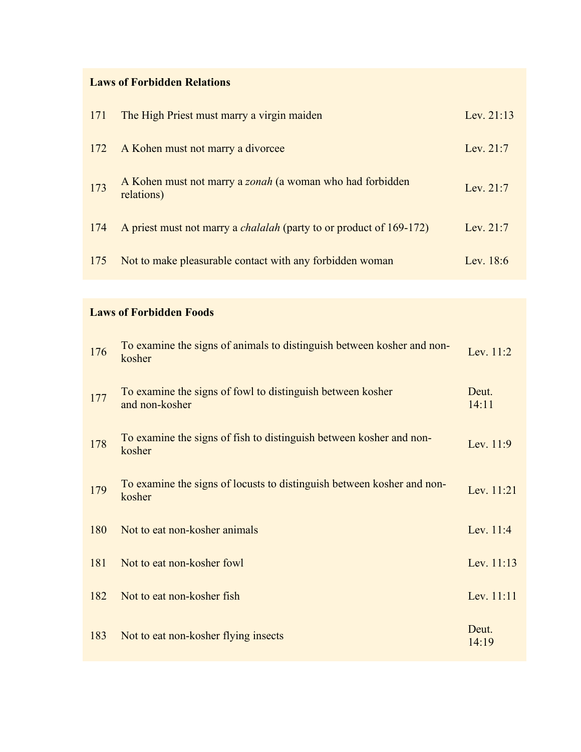**Laws of Forbidden Relations**

| | | |
|---|---|---|
| 171 | The High Priest must marry a virgin maiden | Lev. 21:13 |
| 172 | A Kohen must not marry a divorcee | Lev. 21:7 |
| 173 | A Kohen must not marry a *zonah* (a woman who had forbidden relations) | Lev. 21:7 |
| 174 | A priest must not marry a *chalalah* (party to or product of 169-172) | Lev. 21:7 |
| 175 | Not to make pleasurable contact with any forbidden woman | Lev. 18:6 |

**Laws of Forbidden Foods**

| | | |
|---|---|---|
| 176 | To examine the signs of animals to distinguish between kosher and non-kosher | Lev. 11:2 |
| 177 | To examine the signs of fowl to distinguish between kosher and non-kosher | Deut. 14:11 |
| 178 | To examine the signs of fish to distinguish between kosher and non-kosher | Lev. 11:9 |
| 179 | To examine the signs of locusts to distinguish between kosher and non-kosher | Lev. 11:21 |
| 180 | Not to eat non-kosher animals | Lev. 11:4 |
| 181 | Not to eat non-kosher fowl | Lev. 11:13 |
| 182 | Not to eat non-kosher fish | Lev. 11:11 |
| 183 | Not to eat non-kosher flying insects | Deut. 14:19 |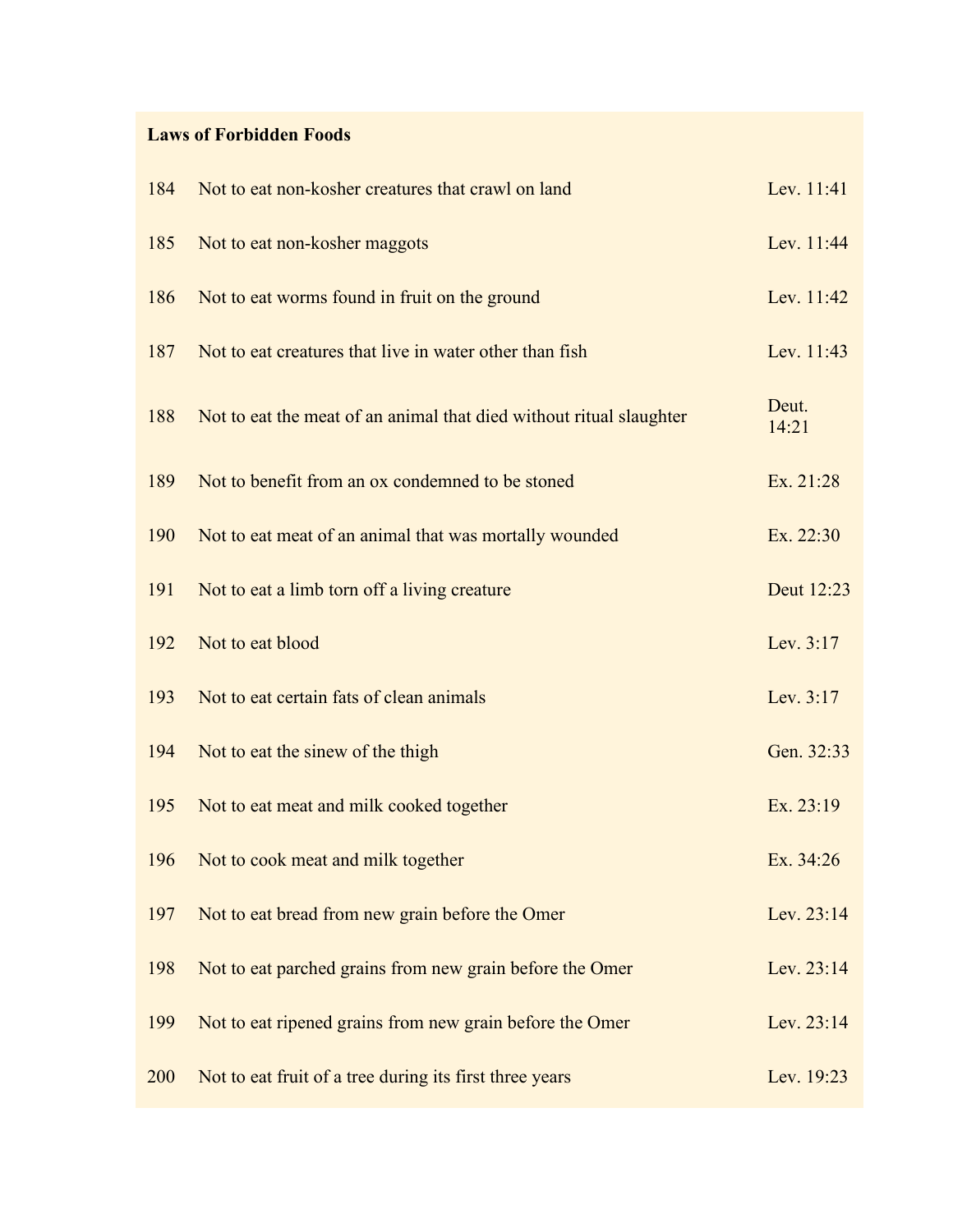**Laws of Forbidden Foods**

| | | |
|---|---|---|
| 184 | Not to eat non-kosher creatures that crawl on land | Lev. 11:41 |
| 185 | Not to eat non-kosher maggots | Lev. 11:44 |
| 186 | Not to eat worms found in fruit on the ground | Lev. 11:42 |
| 187 | Not to eat creatures that live in water other than fish | Lev. 11:43 |
| 188 | Not to eat the meat of an animal that died without ritual slaughter | Deut. 14:21 |
| 189 | Not to benefit from an ox condemned to be stoned | Ex. 21:28 |
| 190 | Not to eat meat of an animal that was mortally wounded | Ex. 22:30 |
| 191 | Not to eat a limb torn off a living creature | Deut 12:23 |
| 192 | Not to eat blood | Lev. 3:17 |
| 193 | Not to eat certain fats of clean animals | Lev. 3:17 |
| 194 | Not to eat the sinew of the thigh | Gen. 32:33 |
| 195 | Not to eat meat and milk cooked together | Ex. 23:19 |
| 196 | Not to cook meat and milk together | Ex. 34:26 |
| 197 | Not to eat bread from new grain before the Omer | Lev. 23:14 |
| 198 | Not to eat parched grains from new grain before the Omer | Lev. 23:14 |
| 199 | Not to eat ripened grains from new grain before the Omer | Lev. 23:14 |
| 200 | Not to eat fruit of a tree during its first three years | Lev. 19:23 |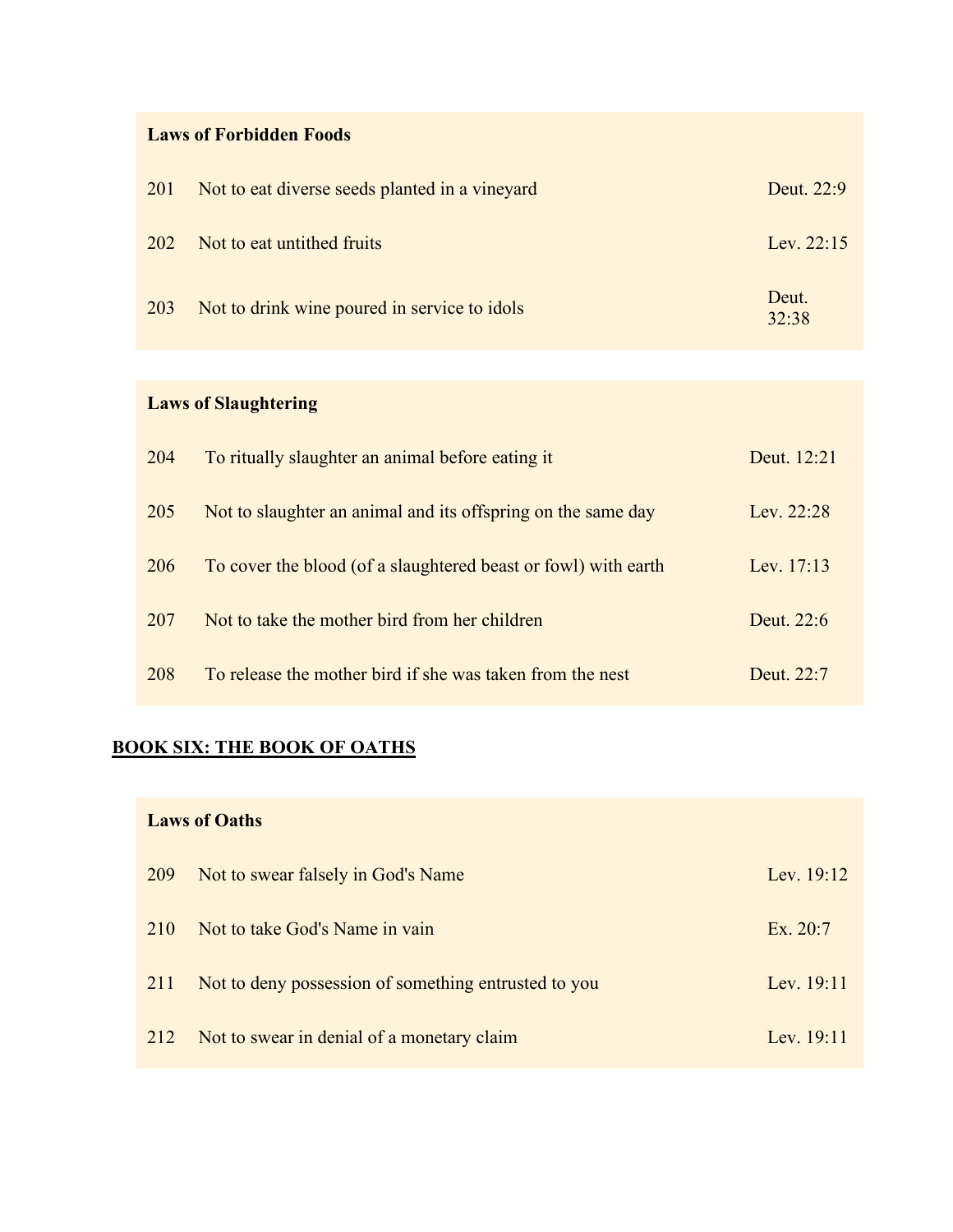| Laws of Forbidden Foods | | |
|---|---|---|
| 201 | Not to eat diverse seeds planted in a vineyard | Deut. 22:9 |
| 202 | Not to eat untithed fruits | Lev. 22:15 |
| 203 | Not to drink wine poured in service to idols | Deut. 32:38 |

| Laws of Slaughtering | | |
|---|---|---|
| 204 | To ritually slaughter an animal before eating it | Deut. 12:21 |
| 205 | Not to slaughter an animal and its offspring on the same day | Lev. 22:28 |
| 206 | To cover the blood (of a slaughtered beast or fowl) with earth | Lev. 17:13 |
| 207 | Not to take the mother bird from her children | Deut. 22:6 |
| 208 | To release the mother bird if she was taken from the nest | Deut. 22:7 |

## BOOK SIX: THE BOOK OF OATHS

| Laws of Oaths | | |
|---|---|---|
| 209 | Not to swear falsely in God's Name | Lev. 19:12 |
| 210 | Not to take God's Name in vain | Ex. 20:7 |
| 211 | Not to deny possession of something entrusted to you | Lev. 19:11 |
| 212 | Not to swear in denial of a monetary claim | Lev. 19:11 |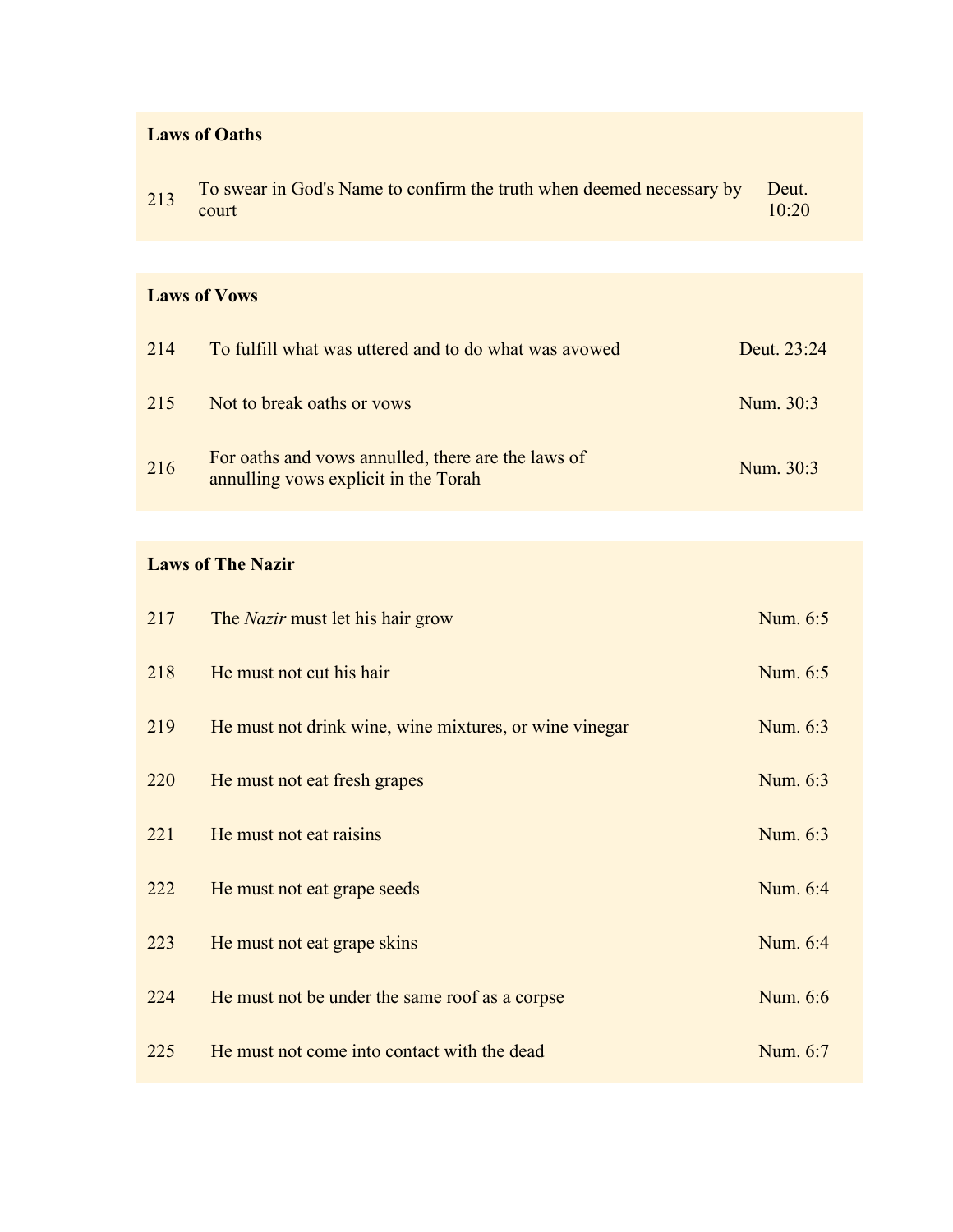**Laws of Oaths**

| | | |
|---|---|---|
| 213 | To swear in God's Name to confirm the truth when deemed necessary by court | Deut. 10:20 |

**Laws of Vows**

| | | |
|---|---|---|
| 214 | To fulfill what was uttered and to do what was avowed | Deut. 23:24 |
| 215 | Not to break oaths or vows | Num. 30:3 |
| 216 | For oaths and vows annulled, there are the laws of annulling vows explicit in the Torah | Num. 30:3 |

**Laws of The Nazir**

| | | |
|---|---|---|
| 217 | The *Nazir* must let his hair grow | Num. 6:5 |
| 218 | He must not cut his hair | Num. 6:5 |
| 219 | He must not drink wine, wine mixtures, or wine vinegar | Num. 6:3 |
| 220 | He must not eat fresh grapes | Num. 6:3 |
| 221 | He must not eat raisins | Num. 6:3 |
| 222 | He must not eat grape seeds | Num. 6:4 |
| 223 | He must not eat grape skins | Num. 6:4 |
| 224 | He must not be under the same roof as a corpse | Num. 6:6 |
| 225 | He must not come into contact with the dead | Num. 6:7 |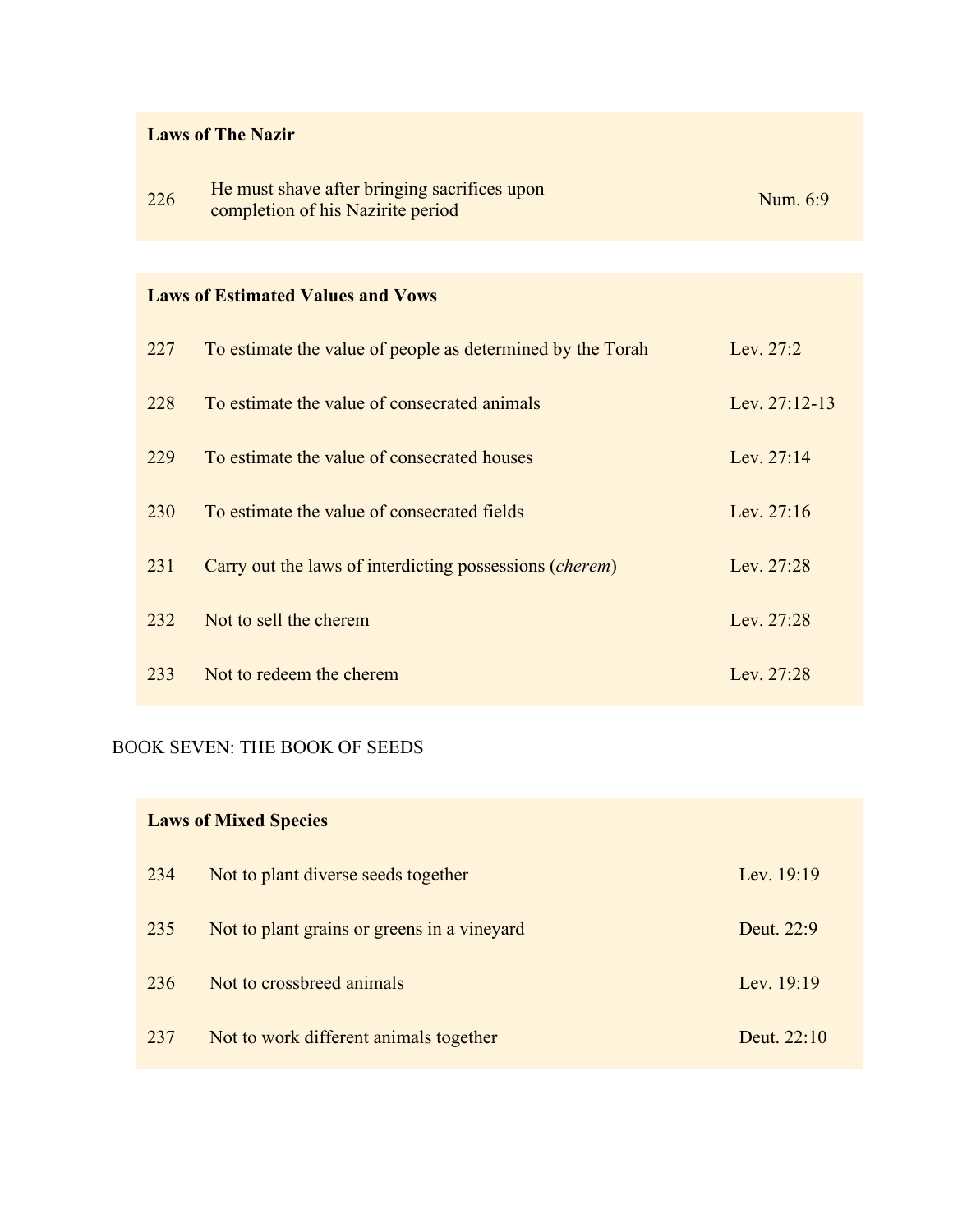| Laws of The Nazir | | |
|---|---|---|
| 226 | He must shave after bringing sacrifices upon completion of his Nazirite period | Num. 6:9 |

| Laws of Estimated Values and Vows | | |
|---|---|---|
| 227 | To estimate the value of people as determined by the Torah | Lev. 27:2 |
| 228 | To estimate the value of consecrated animals | Lev. 27:12-13 |
| 229 | To estimate the value of consecrated houses | Lev. 27:14 |
| 230 | To estimate the value of consecrated fields | Lev. 27:16 |
| 231 | Carry out the laws of interdicting possessions (*cherem*) | Lev. 27:28 |
| 232 | Not to sell the cherem | Lev. 27:28 |
| 233 | Not to redeem the cherem | Lev. 27:28 |

## BOOK SEVEN: THE BOOK OF SEEDS

| Laws of Mixed Species | | |
|---|---|---|
| 234 | Not to plant diverse seeds together | Lev. 19:19 |
| 235 | Not to plant grains or greens in a vineyard | Deut. 22:9 |
| 236 | Not to crossbreed animals | Lev. 19:19 |
| 237 | Not to work different animals together | Deut. 22:10 |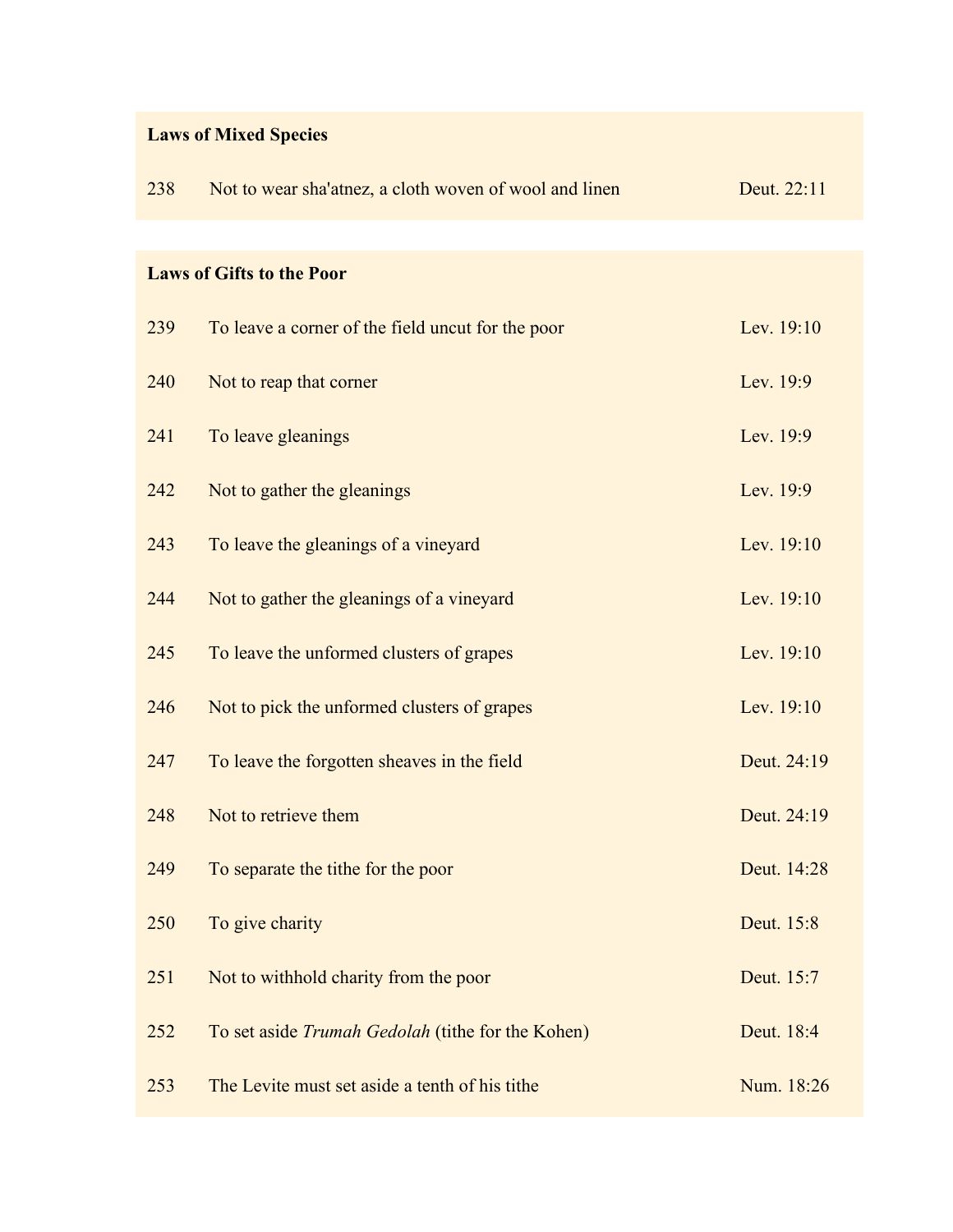| **Laws of Mixed Species** | | |
|---|---|---|
| 238 | Not to wear sha'atnez, a cloth woven of wool and linen | Deut. 22:11 |

| **Laws of Gifts to the Poor** | | |
|---|---|---|
| 239 | To leave a corner of the field uncut for the poor | Lev. 19:10 |
| 240 | Not to reap that corner | Lev. 19:9 |
| 241 | To leave gleanings | Lev. 19:9 |
| 242 | Not to gather the gleanings | Lev. 19:9 |
| 243 | To leave the gleanings of a vineyard | Lev. 19:10 |
| 244 | Not to gather the gleanings of a vineyard | Lev. 19:10 |
| 245 | To leave the unformed clusters of grapes | Lev. 19:10 |
| 246 | Not to pick the unformed clusters of grapes | Lev. 19:10 |
| 247 | To leave the forgotten sheaves in the field | Deut. 24:19 |
| 248 | Not to retrieve them | Deut. 24:19 |
| 249 | To separate the tithe for the poor | Deut. 14:28 |
| 250 | To give charity | Deut. 15:8 |
| 251 | Not to withhold charity from the poor | Deut. 15:7 |
| 252 | To set aside *Trumah Gedolah* (tithe for the Kohen) | Deut. 18:4 |
| 253 | The Levite must set aside a tenth of his tithe | Num. 18:26 |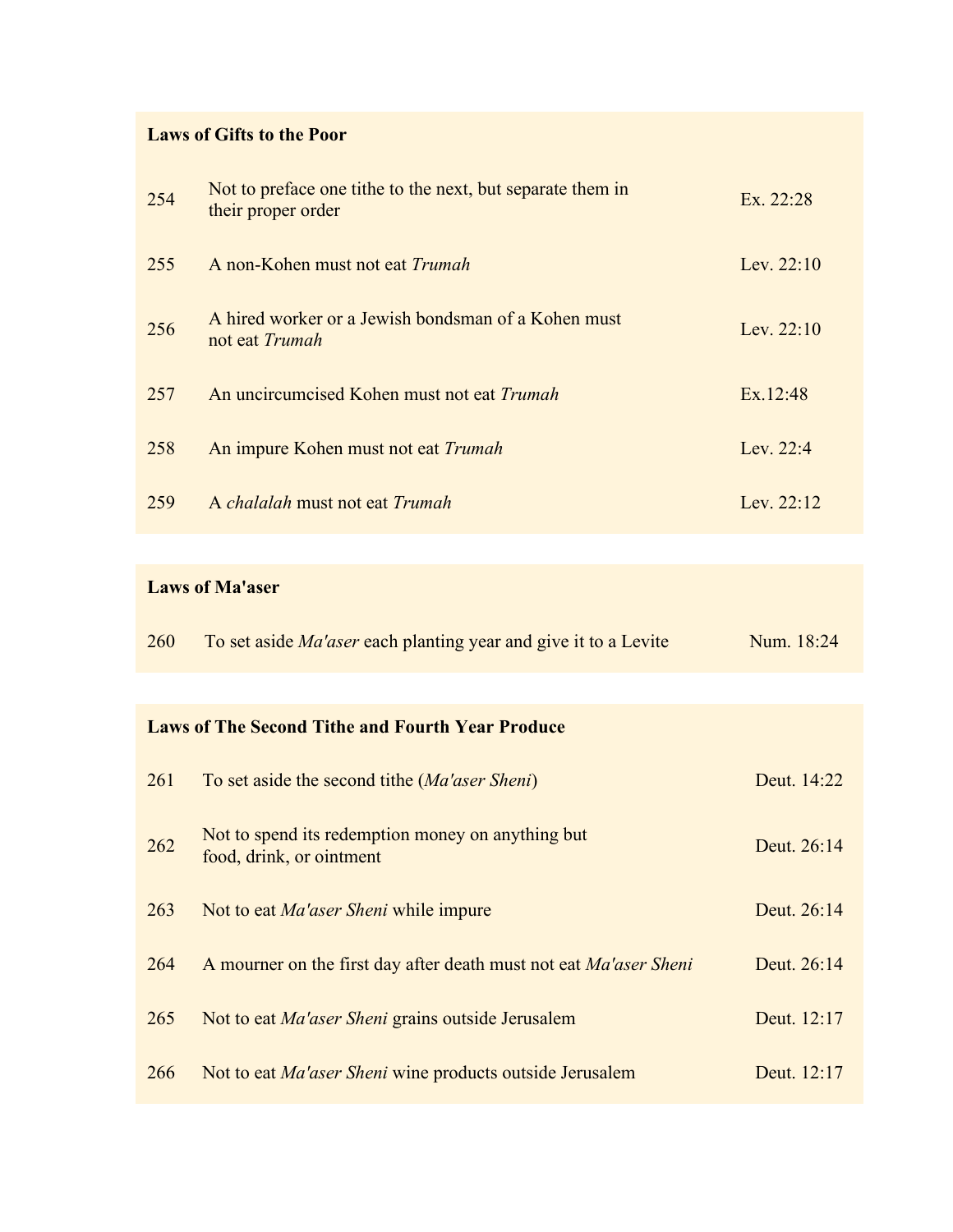### Laws of Gifts to the Poor

| | | |
|---|---|---|
| 254 | Not to preface one tithe to the next, but separate them in their proper order | Ex. 22:28 |
| 255 | A non-Kohen must not eat *Trumah* | Lev. 22:10 |
| 256 | A hired worker or a Jewish bondsman of a Kohen must not eat *Trumah* | Lev. 22:10 |
| 257 | An uncircumcised Kohen must not eat *Trumah* | Ex.12:48 |
| 258 | An impure Kohen must not eat *Trumah* | Lev. 22:4 |
| 259 | A *chalalah* must not eat *Trumah* | Lev. 22:12 |

### Laws of Ma'aser

| | | |
|---|---|---|
| 260 | To set aside *Ma'aser* each planting year and give it to a Levite | Num. 18:24 |

### Laws of The Second Tithe and Fourth Year Produce

| | | |
|---|---|---|
| 261 | To set aside the second tithe (*Ma'aser Sheni*) | Deut. 14:22 |
| 262 | Not to spend its redemption money on anything but food, drink, or ointment | Deut. 26:14 |
| 263 | Not to eat *Ma'aser Sheni* while impure | Deut. 26:14 |
| 264 | A mourner on the first day after death must not eat *Ma'aser Sheni* | Deut. 26:14 |
| 265 | Not to eat *Ma'aser Sheni* grains outside Jerusalem | Deut. 12:17 |
| 266 | Not to eat *Ma'aser Sheni* wine products outside Jerusalem | Deut. 12:17 |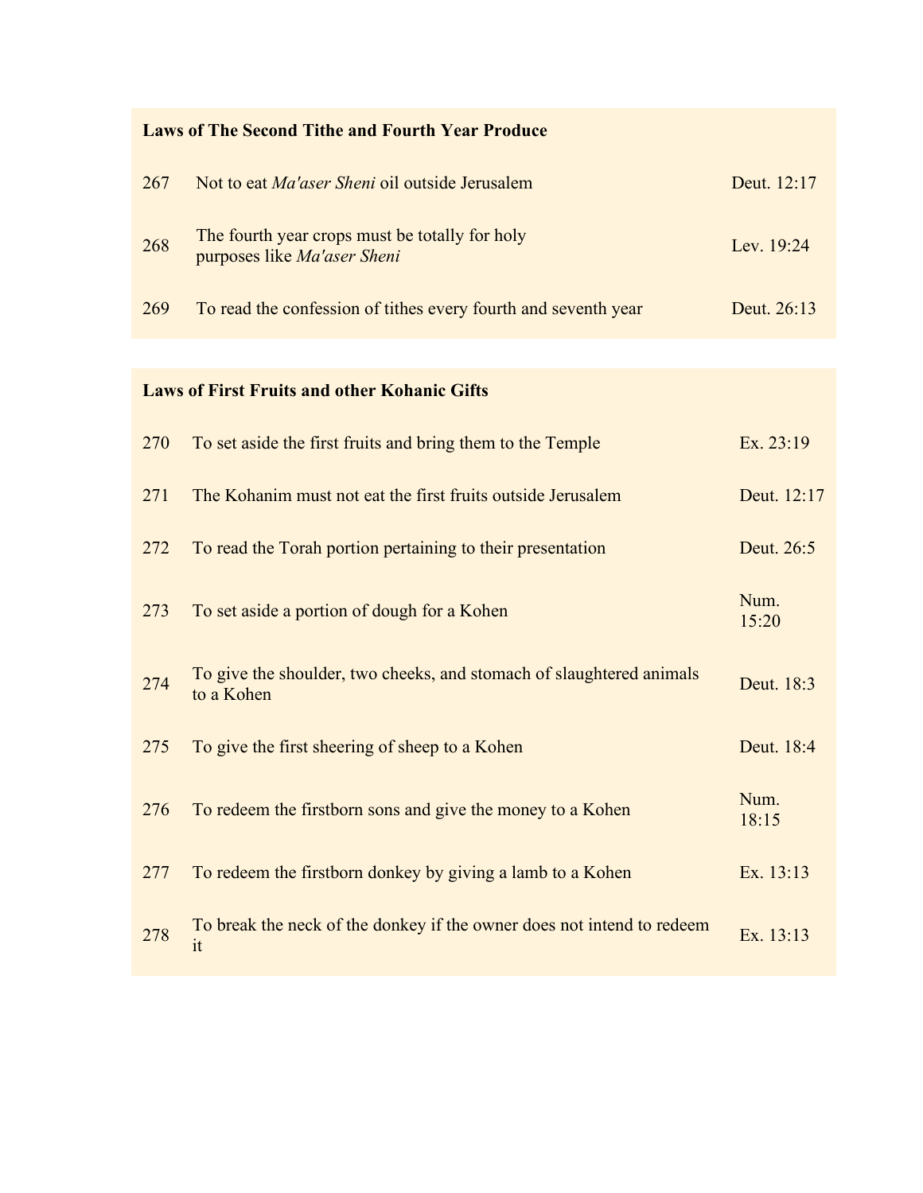| **Laws of The Second Tithe and Fourth Year Produce** | | |
|---|---|---|
| 267 | Not to eat *Ma'aser Sheni* oil outside Jerusalem | Deut. 12:17 |
| 268 | The fourth year crops must be totally for holy purposes like *Ma'aser Sheni* | Lev. 19:24 |
| 269 | To read the confession of tithes every fourth and seventh year | Deut. 26:13 |

| **Laws of First Fruits and other Kohanic Gifts** | | |
|---|---|---|
| 270 | To set aside the first fruits and bring them to the Temple | Ex. 23:19 |
| 271 | The Kohanim must not eat the first fruits outside Jerusalem | Deut. 12:17 |
| 272 | To read the Torah portion pertaining to their presentation | Deut. 26:5 |
| 273 | To set aside a portion of dough for a Kohen | Num. 15:20 |
| 274 | To give the shoulder, two cheeks, and stomach of slaughtered animals to a Kohen | Deut. 18:3 |
| 275 | To give the first sheering of sheep to a Kohen | Deut. 18:4 |
| 276 | To redeem the firstborn sons and give the money to a Kohen | Num. 18:15 |
| 277 | To redeem the firstborn donkey by giving a lamb to a Kohen | Ex. 13:13 |
| 278 | To break the neck of the donkey if the owner does not intend to redeem it | Ex. 13:13 |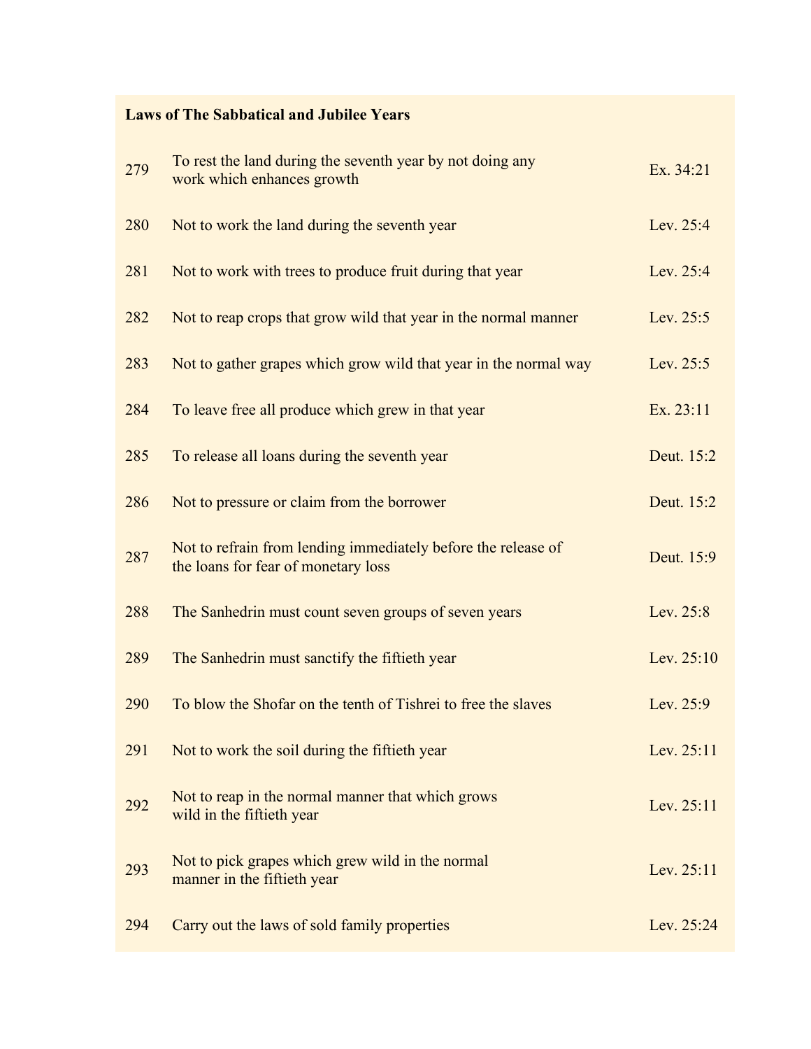**Laws of The Sabbatical and Jubilee Years**

| | | |
|---|---|---|
| 279 | To rest the land during the seventh year by not doing any work which enhances growth | Ex. 34:21 |
| 280 | Not to work the land during the seventh year | Lev. 25:4 |
| 281 | Not to work with trees to produce fruit during that year | Lev. 25:4 |
| 282 | Not to reap crops that grow wild that year in the normal manner | Lev. 25:5 |
| 283 | Not to gather grapes which grow wild that year in the normal way | Lev. 25:5 |
| 284 | To leave free all produce which grew in that year | Ex. 23:11 |
| 285 | To release all loans during the seventh year | Deut. 15:2 |
| 286 | Not to pressure or claim from the borrower | Deut. 15:2 |
| 287 | Not to refrain from lending immediately before the release of the loans for fear of monetary loss | Deut. 15:9 |
| 288 | The Sanhedrin must count seven groups of seven years | Lev. 25:8 |
| 289 | The Sanhedrin must sanctify the fiftieth year | Lev. 25:10 |
| 290 | To blow the Shofar on the tenth of Tishrei to free the slaves | Lev. 25:9 |
| 291 | Not to work the soil during the fiftieth year | Lev. 25:11 |
| 292 | Not to reap in the normal manner that which grows wild in the fiftieth year | Lev. 25:11 |
| 293 | Not to pick grapes which grew wild in the normal manner in the fiftieth year | Lev. 25:11 |
| 294 | Carry out the laws of sold family properties | Lev. 25:24 |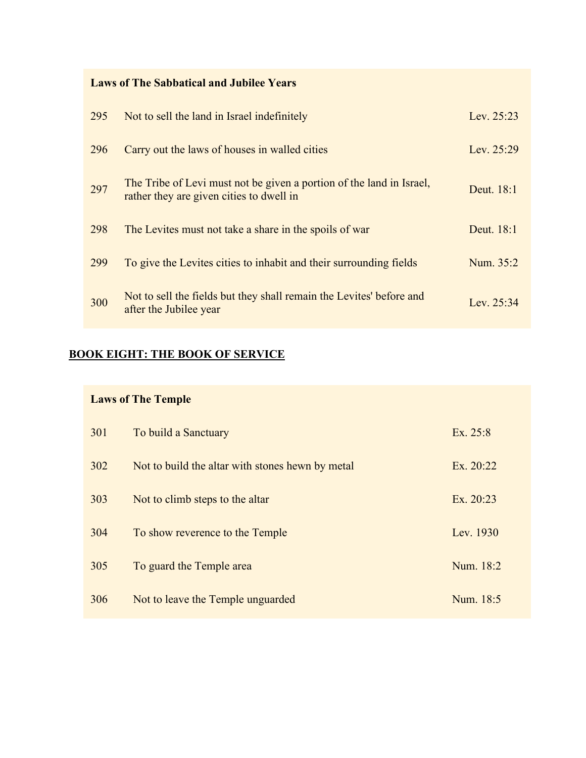| Laws of The Sabbatical and Jubilee Years | | |
|---|---|---|
| 295 | Not to sell the land in Israel indefinitely | Lev. 25:23 |
| 296 | Carry out the laws of houses in walled cities | Lev. 25:29 |
| 297 | The Tribe of Levi must not be given a portion of the land in Israel, rather they are given cities to dwell in | Deut. 18:1 |
| 298 | The Levites must not take a share in the spoils of war | Deut. 18:1 |
| 299 | To give the Levites cities to inhabit and their surrounding fields | Num. 35:2 |
| 300 | Not to sell the fields but they shall remain the Levites' before and after the Jubilee year | Lev. 25:34 |

## BOOK EIGHT: THE BOOK OF SERVICE

| Laws of The Temple | | |
|---|---|---|
| 301 | To build a Sanctuary | Ex. 25:8 |
| 302 | Not to build the altar with stones hewn by metal | Ex. 20:22 |
| 303 | Not to climb steps to the altar | Ex. 20:23 |
| 304 | To show reverence to the Temple | Lev. 1930 |
| 305 | To guard the Temple area | Num. 18:2 |
| 306 | Not to leave the Temple unguarded | Num. 18:5 |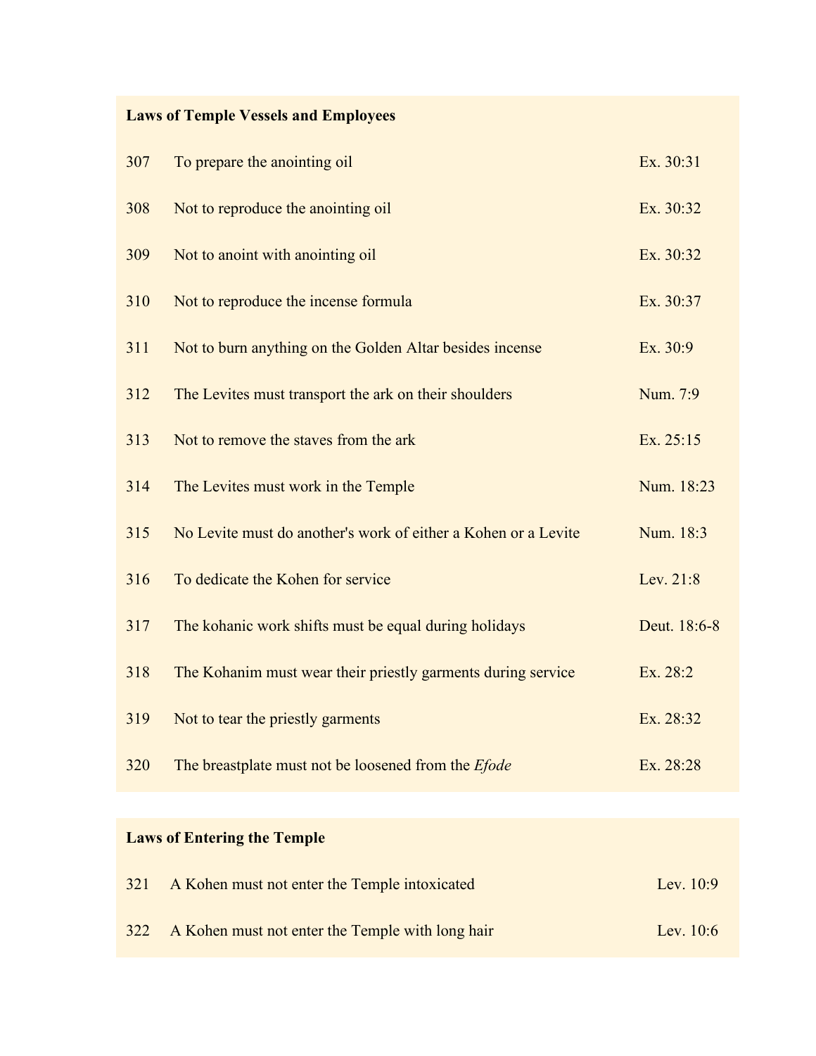| Laws of Temple Vessels and Employees | | |
|---|---|---|
| 307 | To prepare the anointing oil | Ex. 30:31 |
| 308 | Not to reproduce the anointing oil | Ex. 30:32 |
| 309 | Not to anoint with anointing oil | Ex. 30:32 |
| 310 | Not to reproduce the incense formula | Ex. 30:37 |
| 311 | Not to burn anything on the Golden Altar besides incense | Ex. 30:9 |
| 312 | The Levites must transport the ark on their shoulders | Num. 7:9 |
| 313 | Not to remove the staves from the ark | Ex. 25:15 |
| 314 | The Levites must work in the Temple | Num. 18:23 |
| 315 | No Levite must do another's work of either a Kohen or a Levite | Num. 18:3 |
| 316 | To dedicate the Kohen for service | Lev. 21:8 |
| 317 | The kohanic work shifts must be equal during holidays | Deut. 18:6-8 |
| 318 | The Kohanim must wear their priestly garments during service | Ex. 28:2 |
| 319 | Not to tear the priestly garments | Ex. 28:32 |
| 320 | The breastplate must not be loosened from the *Efode* | Ex. 28:28 |

| Laws of Entering the Temple | | |
|---|---|---|
| 321 | A Kohen must not enter the Temple intoxicated | Lev. 10:9 |
| 322 | A Kohen must not enter the Temple with long hair | Lev. 10:6 |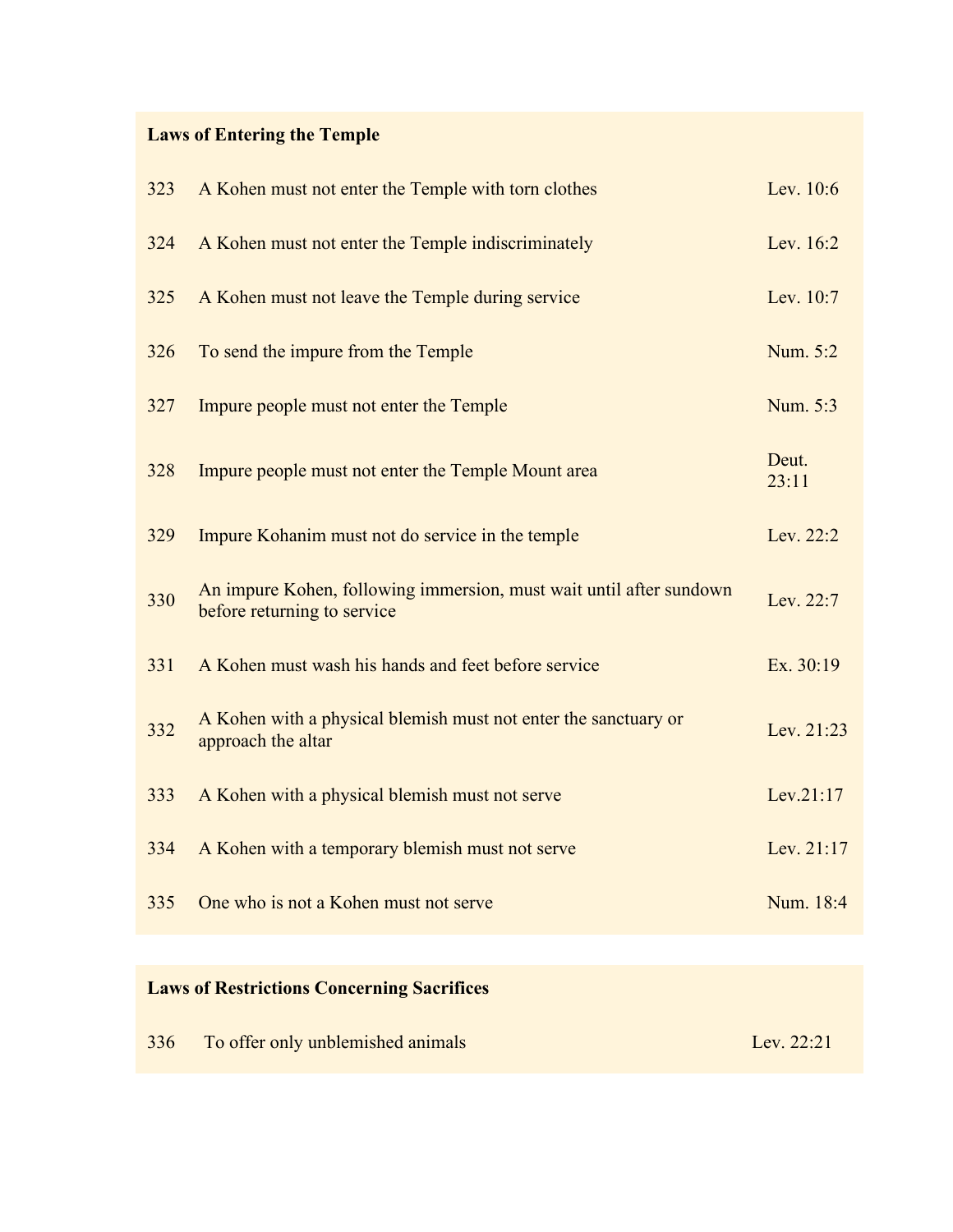### Laws of Entering the Temple

| | | |
|---|---|---|
| 323 | A Kohen must not enter the Temple with torn clothes | Lev. 10:6 |
| 324 | A Kohen must not enter the Temple indiscriminately | Lev. 16:2 |
| 325 | A Kohen must not leave the Temple during service | Lev. 10:7 |
| 326 | To send the impure from the Temple | Num. 5:2 |
| 327 | Impure people must not enter the Temple | Num. 5:3 |
| 328 | Impure people must not enter the Temple Mount area | Deut. 23:11 |
| 329 | Impure Kohanim must not do service in the temple | Lev. 22:2 |
| 330 | An impure Kohen, following immersion, must wait until after sundown before returning to service | Lev. 22:7 |
| 331 | A Kohen must wash his hands and feet before service | Ex. 30:19 |
| 332 | A Kohen with a physical blemish must not enter the sanctuary or approach the altar | Lev. 21:23 |
| 333 | A Kohen with a physical blemish must not serve | Lev.21:17 |
| 334 | A Kohen with a temporary blemish must not serve | Lev. 21:17 |
| 335 | One who is not a Kohen must not serve | Num. 18:4 |

### Laws of Restrictions Concerning Sacrifices

| | | |
|---|---|---|
| 336 | To offer only unblemished animals | Lev. 22:21 |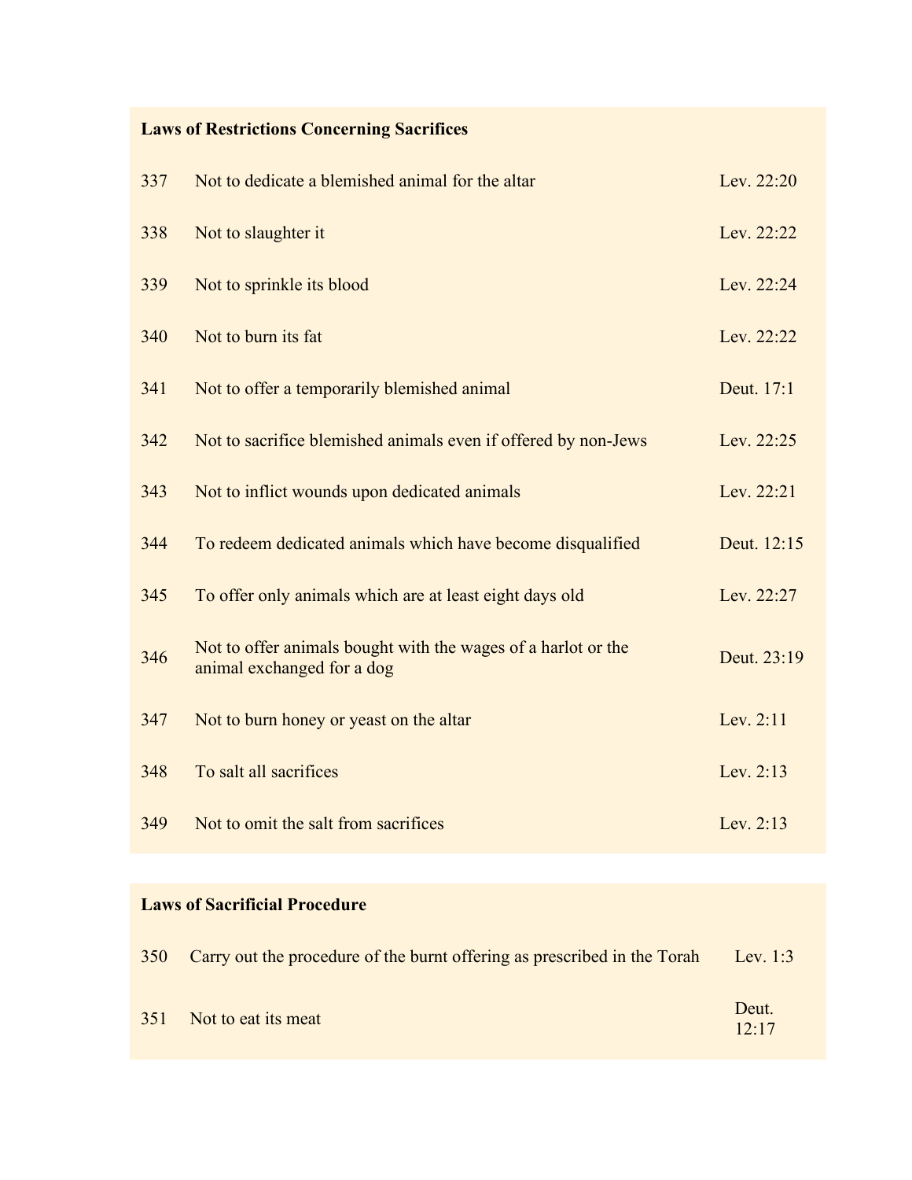| **Laws of Restrictions Concerning Sacrifices** | | |
|---|---|---|
| 337 | Not to dedicate a blemished animal for the altar | Lev. 22:20 |
| 338 | Not to slaughter it | Lev. 22:22 |
| 339 | Not to sprinkle its blood | Lev. 22:24 |
| 340 | Not to burn its fat | Lev. 22:22 |
| 341 | Not to offer a temporarily blemished animal | Deut. 17:1 |
| 342 | Not to sacrifice blemished animals even if offered by non-Jews | Lev. 22:25 |
| 343 | Not to inflict wounds upon dedicated animals | Lev. 22:21 |
| 344 | To redeem dedicated animals which have become disqualified | Deut. 12:15 |
| 345 | To offer only animals which are at least eight days old | Lev. 22:27 |
| 346 | Not to offer animals bought with the wages of a harlot or the animal exchanged for a dog | Deut. 23:19 |
| 347 | Not to burn honey or yeast on the altar | Lev. 2:11 |
| 348 | To salt all sacrifices | Lev. 2:13 |
| 349 | Not to omit the salt from sacrifices | Lev. 2:13 |

| **Laws of Sacrificial Procedure** | | |
|---|---|---|
| 350 | Carry out the procedure of the burnt offering as prescribed in the Torah | Lev. 1:3 |
| 351 | Not to eat its meat | Deut. 12:17 |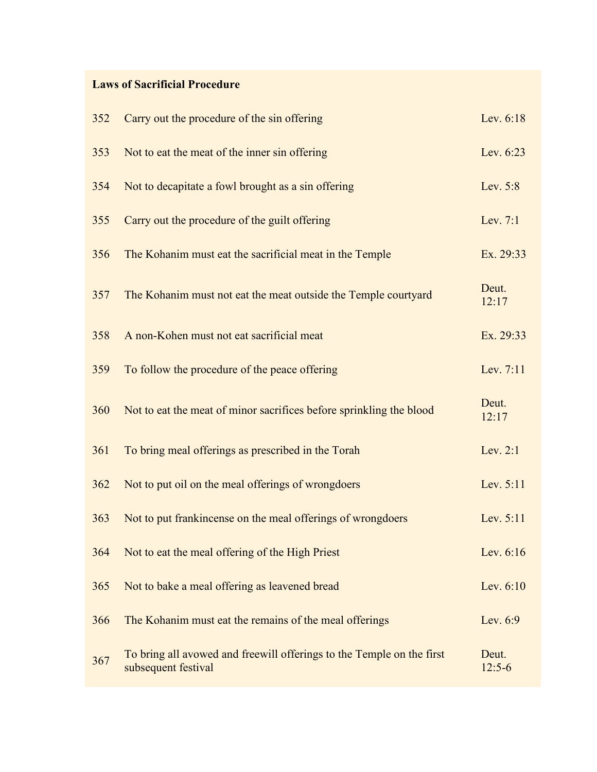**Laws of Sacrificial Procedure**

| | | |
|---|---|---|
| 352 | Carry out the procedure of the sin offering | Lev. 6:18 |
| 353 | Not to eat the meat of the inner sin offering | Lev. 6:23 |
| 354 | Not to decapitate a fowl brought as a sin offering | Lev. 5:8 |
| 355 | Carry out the procedure of the guilt offering | Lev. 7:1 |
| 356 | The Kohanim must eat the sacrificial meat in the Temple | Ex. 29:33 |
| 357 | The Kohanim must not eat the meat outside the Temple courtyard | Deut. 12:17 |
| 358 | A non-Kohen must not eat sacrificial meat | Ex. 29:33 |
| 359 | To follow the procedure of the peace offering | Lev. 7:11 |
| 360 | Not to eat the meat of minor sacrifices before sprinkling the blood | Deut. 12:17 |
| 361 | To bring meal offerings as prescribed in the Torah | Lev. 2:1 |
| 362 | Not to put oil on the meal offerings of wrongdoers | Lev. 5:11 |
| 363 | Not to put frankincense on the meal offerings of wrongdoers | Lev. 5:11 |
| 364 | Not to eat the meal offering of the High Priest | Lev. 6:16 |
| 365 | Not to bake a meal offering as leavened bread | Lev. 6:10 |
| 366 | The Kohanim must eat the remains of the meal offerings | Lev. 6:9 |
| 367 | To bring all avowed and freewill offerings to the Temple on the first subsequent festival | Deut. 12:5-6 |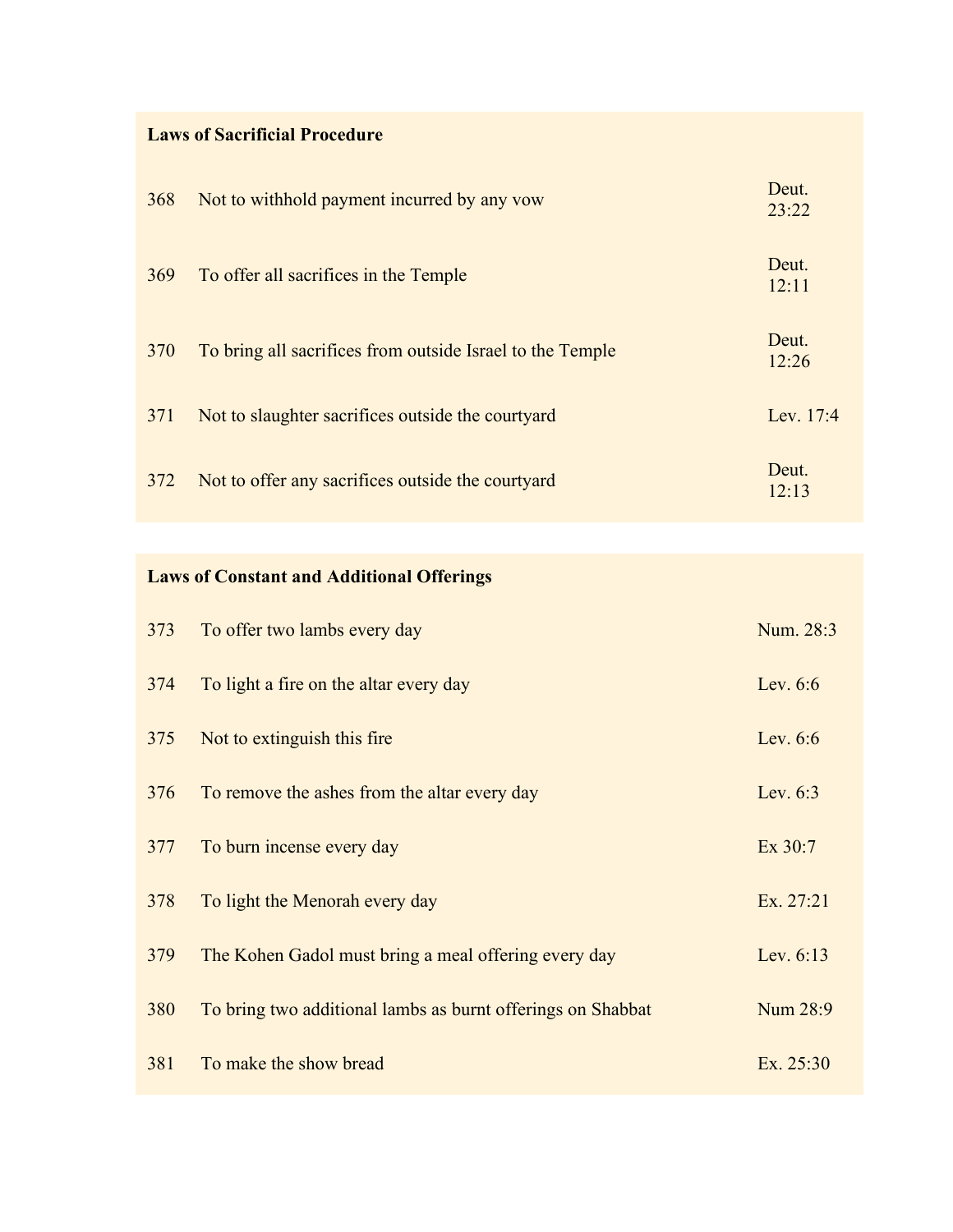**Laws of Sacrificial Procedure**

| | | |
|---|---|---|
| 368 | Not to withhold payment incurred by any vow | Deut. 23:22 |
| 369 | To offer all sacrifices in the Temple | Deut. 12:11 |
| 370 | To bring all sacrifices from outside Israel to the Temple | Deut. 12:26 |
| 371 | Not to slaughter sacrifices outside the courtyard | Lev. 17:4 |
| 372 | Not to offer any sacrifices outside the courtyard | Deut. 12:13 |

**Laws of Constant and Additional Offerings**

| | | |
|---|---|---|
| 373 | To offer two lambs every day | Num. 28:3 |
| 374 | To light a fire on the altar every day | Lev. 6:6 |
| 375 | Not to extinguish this fire | Lev. 6:6 |
| 376 | To remove the ashes from the altar every day | Lev. 6:3 |
| 377 | To burn incense every day | Ex 30:7 |
| 378 | To light the Menorah every day | Ex. 27:21 |
| 379 | The Kohen Gadol must bring a meal offering every day | Lev. 6:13 |
| 380 | To bring two additional lambs as burnt offerings on Shabbat | Num 28:9 |
| 381 | To make the show bread | Ex. 25:30 |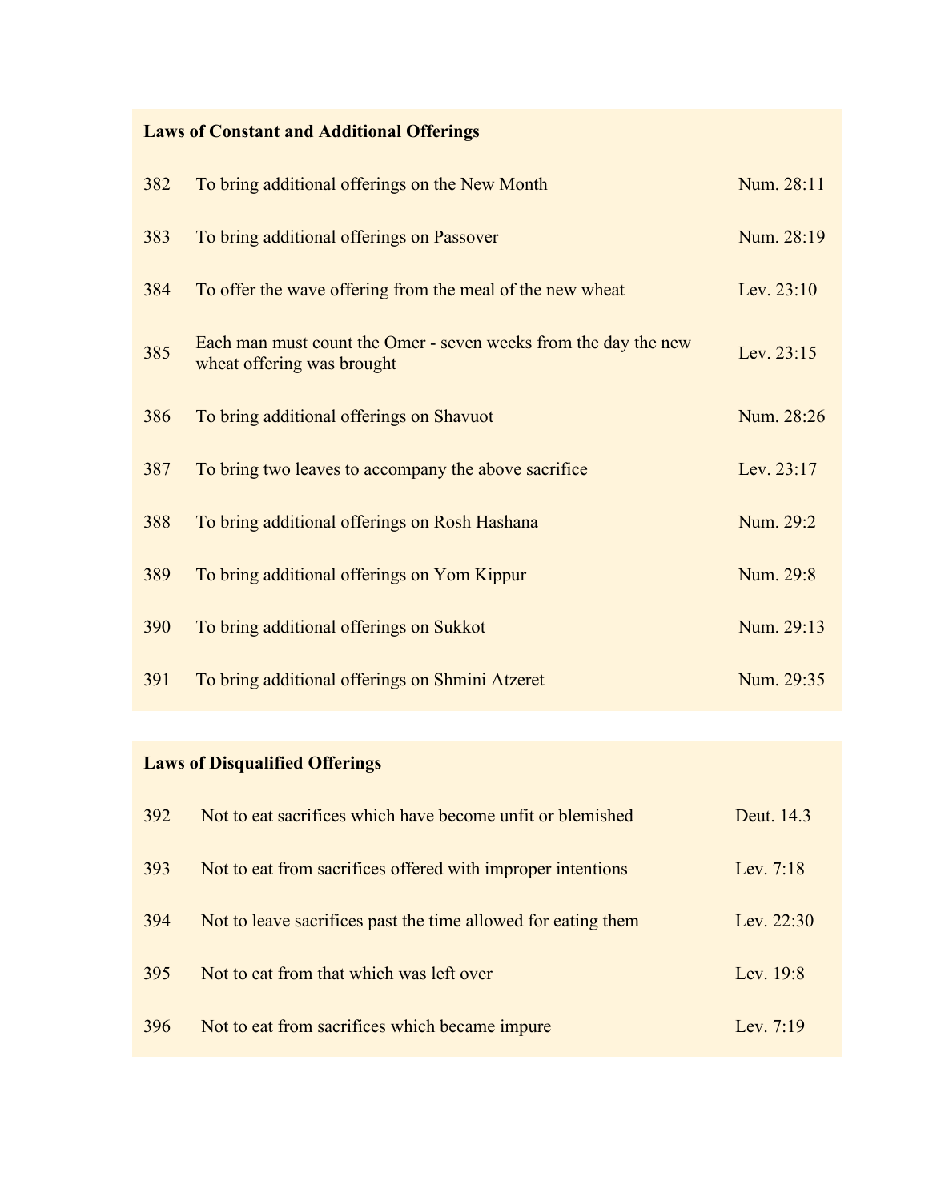**Laws of Constant and Additional Offerings**

| | | |
|---|---|---|
| 382 | To bring additional offerings on the New Month | Num. 28:11 |
| 383 | To bring additional offerings on Passover | Num. 28:19 |
| 384 | To offer the wave offering from the meal of the new wheat | Lev. 23:10 |
| 385 | Each man must count the Omer - seven weeks from the day the new wheat offering was brought | Lev. 23:15 |
| 386 | To bring additional offerings on Shavuot | Num. 28:26 |
| 387 | To bring two leaves to accompany the above sacrifice | Lev. 23:17 |
| 388 | To bring additional offerings on Rosh Hashana | Num. 29:2 |
| 389 | To bring additional offerings on Yom Kippur | Num. 29:8 |
| 390 | To bring additional offerings on Sukkot | Num. 29:13 |
| 391 | To bring additional offerings on Shmini Atzeret | Num. 29:35 |

**Laws of Disqualified Offerings**

| | | |
|---|---|---|
| 392 | Not to eat sacrifices which have become unfit or blemished | Deut. 14.3 |
| 393 | Not to eat from sacrifices offered with improper intentions | Lev. 7:18 |
| 394 | Not to leave sacrifices past the time allowed for eating them | Lev. 22:30 |
| 395 | Not to eat from that which was left over | Lev. 19:8 |
| 396 | Not to eat from sacrifices which became impure | Lev. 7:19 |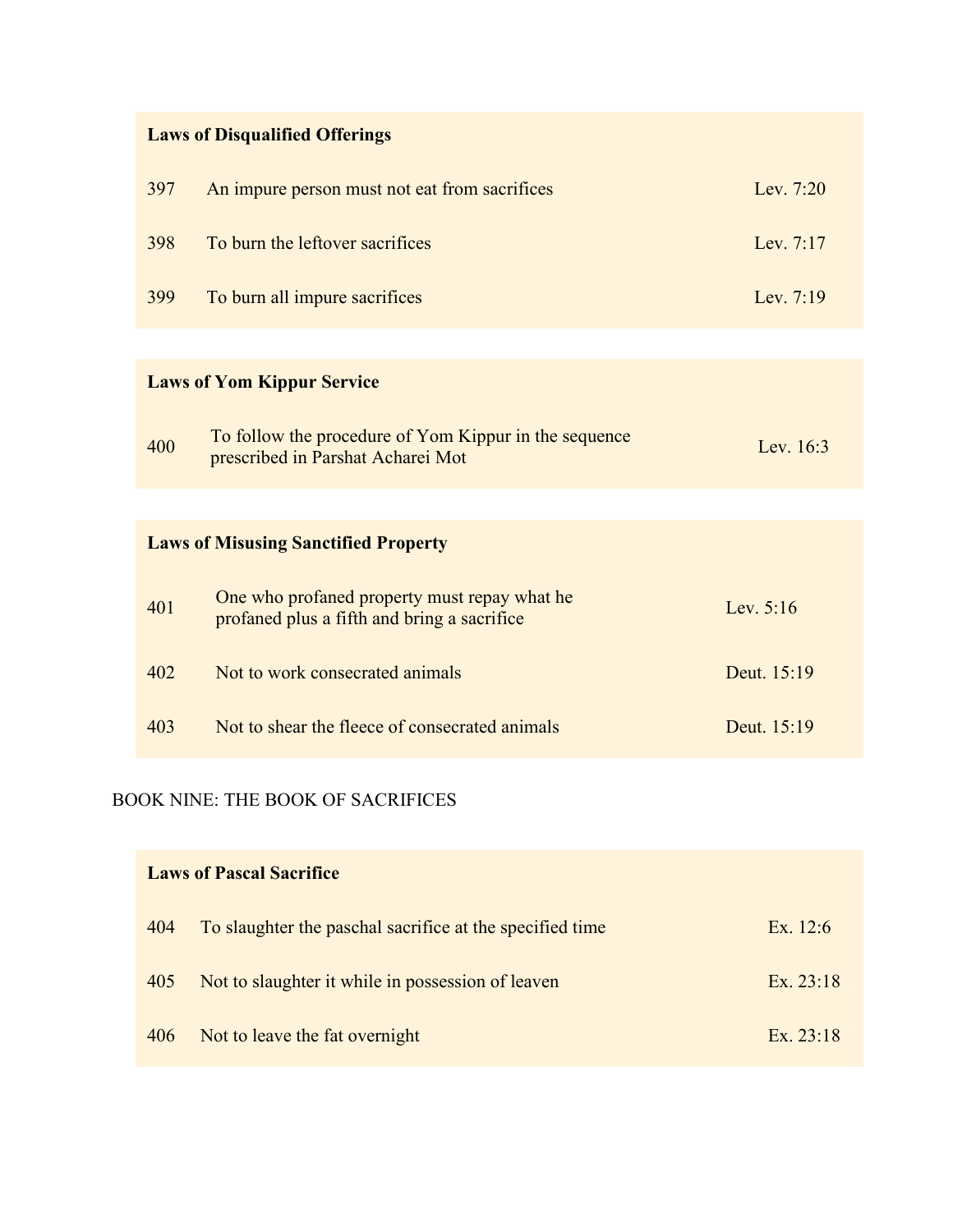| Laws of Disqualified Offerings | | |
|---|---|---|
| 397 | An impure person must not eat from sacrifices | Lev. 7:20 |
| 398 | To burn the leftover sacrifices | Lev. 7:17 |
| 399 | To burn all impure sacrifices | Lev. 7:19 |

| Laws of Yom Kippur Service | | |
|---|---|---|
| 400 | To follow the procedure of Yom Kippur in the sequence prescribed in Parshat Acharei Mot | Lev. 16:3 |

| Laws of Misusing Sanctified Property | | |
|---|---|---|
| 401 | One who profaned property must repay what he profaned plus a fifth and bring a sacrifice | Lev. 5:16 |
| 402 | Not to work consecrated animals | Deut. 15:19 |
| 403 | Not to shear the fleece of consecrated animals | Deut. 15:19 |

BOOK NINE: THE BOOK OF SACRIFICES

| Laws of Pascal Sacrifice | | |
|---|---|---|
| 404 | To slaughter the paschal sacrifice at the specified time | Ex. 12:6 |
| 405 | Not to slaughter it while in possession of leaven | Ex. 23:18 |
| 406 | Not to leave the fat overnight | Ex. 23:18 |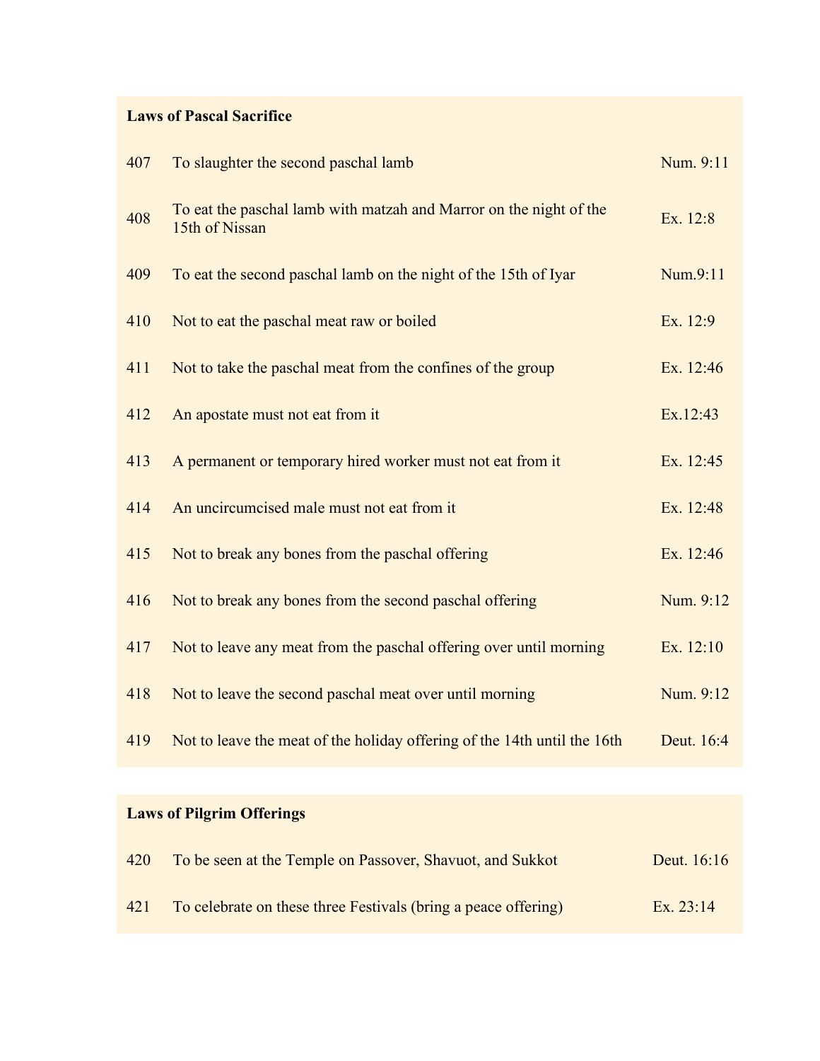**Laws of Pascal Sacrifice**

| | | |
|---|---|---|
| 407 | To slaughter the second paschal lamb | Num. 9:11 |
| 408 | To eat the paschal lamb with matzah and Marror on the night of the 15th of Nissan | Ex. 12:8 |
| 409 | To eat the second paschal lamb on the night of the 15th of Iyar | Num.9:11 |
| 410 | Not to eat the paschal meat raw or boiled | Ex. 12:9 |
| 411 | Not to take the paschal meat from the confines of the group | Ex. 12:46 |
| 412 | An apostate must not eat from it | Ex.12:43 |
| 413 | A permanent or temporary hired worker must not eat from it | Ex. 12:45 |
| 414 | An uncircumcised male must not eat from it | Ex. 12:48 |
| 415 | Not to break any bones from the paschal offering | Ex. 12:46 |
| 416 | Not to break any bones from the second paschal offering | Num. 9:12 |
| 417 | Not to leave any meat from the paschal offering over until morning | Ex. 12:10 |
| 418 | Not to leave the second paschal meat over until morning | Num. 9:12 |
| 419 | Not to leave the meat of the holiday offering of the 14th until the 16th | Deut. 16:4 |

**Laws of Pilgrim Offerings**

| | | |
|---|---|---|
| 420 | To be seen at the Temple on Passover, Shavuot, and Sukkot | Deut. 16:16 |
| 421 | To celebrate on these three Festivals (bring a peace offering) | Ex. 23:14 |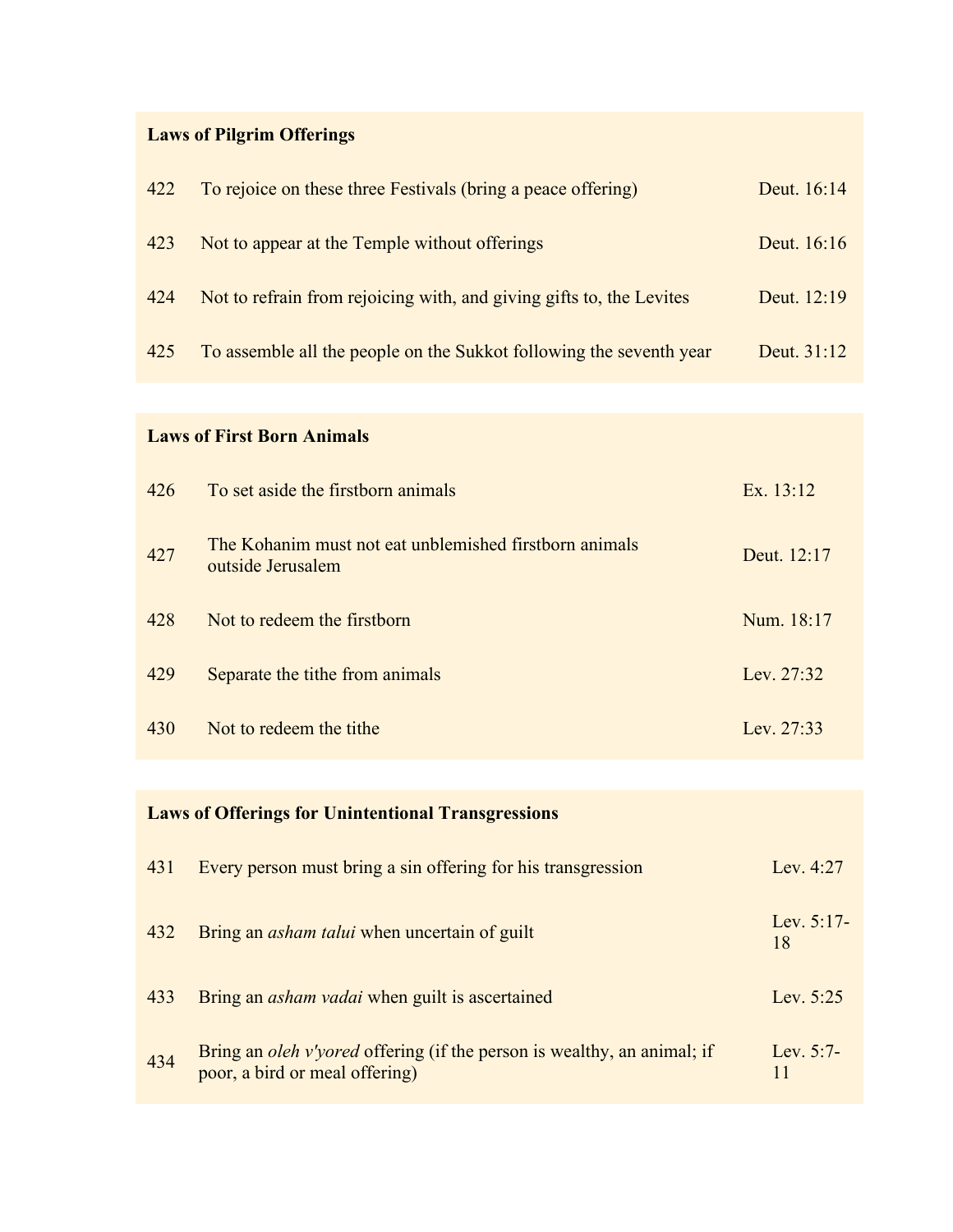| **Laws of Pilgrim Offerings** | | |
|---|---|---|
| 422 | To rejoice on these three Festivals (bring a peace offering) | Deut. 16:14 |
| 423 | Not to appear at the Temple without offerings | Deut. 16:16 |
| 424 | Not to refrain from rejoicing with, and giving gifts to, the Levites | Deut. 12:19 |
| 425 | To assemble all the people on the Sukkot following the seventh year | Deut. 31:12 |

| **Laws of First Born Animals** | | |
|---|---|---|
| 426 | To set aside the firstborn animals | Ex. 13:12 |
| 427 | The Kohanim must not eat unblemished firstborn animals outside Jerusalem | Deut. 12:17 |
| 428 | Not to redeem the firstborn | Num. 18:17 |
| 429 | Separate the tithe from animals | Lev. 27:32 |
| 430 | Not to redeem the tithe | Lev. 27:33 |

| **Laws of Offerings for Unintentional Transgressions** | | |
|---|---|---|
| 431 | Every person must bring a sin offering for his transgression | Lev. 4:27 |
| 432 | Bring an *asham talui* when uncertain of guilt | Lev. 5:17-18 |
| 433 | Bring an *asham vadai* when guilt is ascertained | Lev. 5:25 |
| 434 | Bring an *oleh v'yored* offering (if the person is wealthy, an animal; if poor, a bird or meal offering) | Lev. 5:7-11 |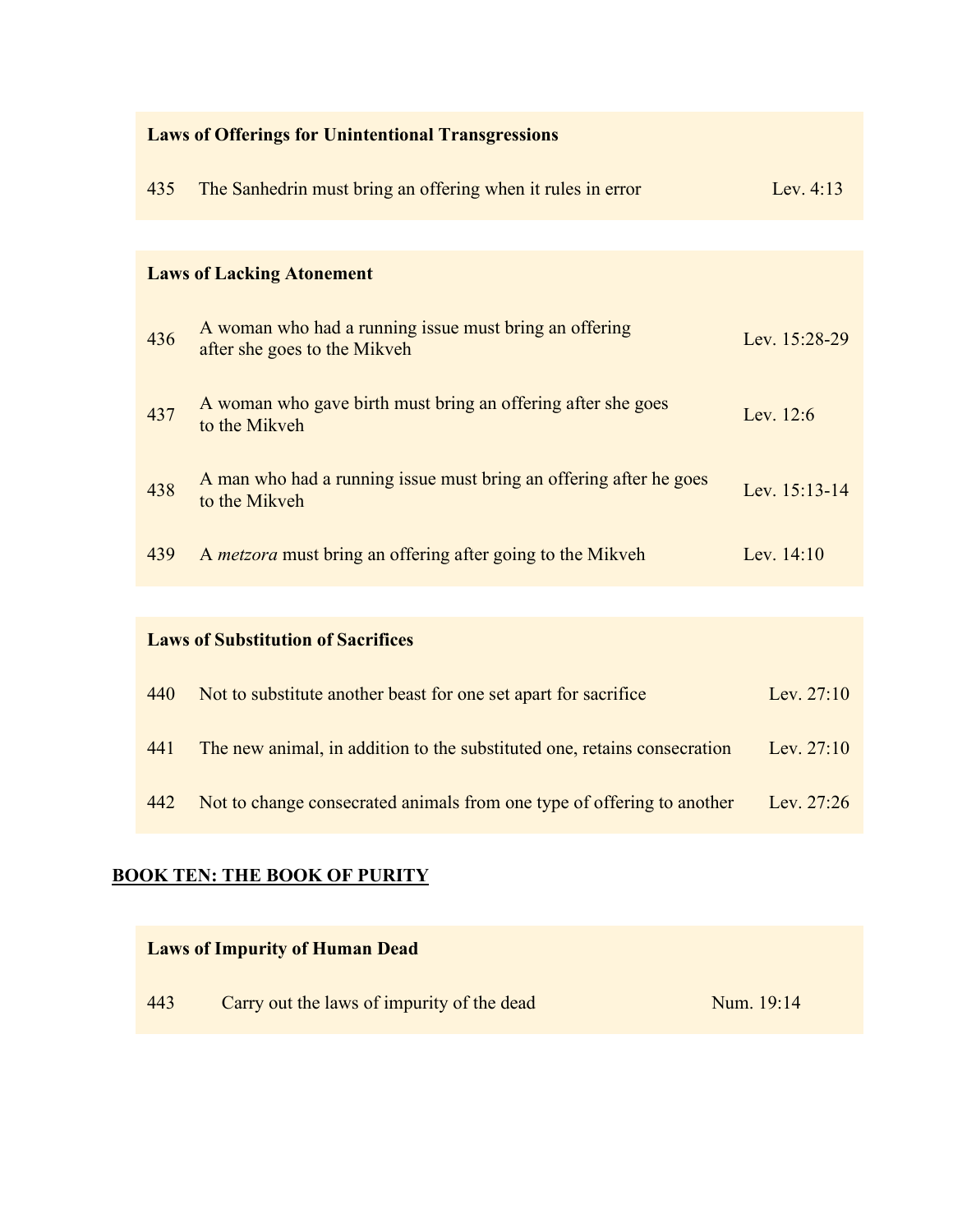| **Laws of Offerings for Unintentional Transgressions** | | |
| --- | --- | --- |
| 435 | The Sanhedrin must bring an offering when it rules in error | Lev. 4:13 |

| **Laws of Lacking Atonement** | | |
| --- | --- | --- |
| 436 | A woman who had a running issue must bring an offering after she goes to the Mikveh | Lev. 15:28-29 |
| 437 | A woman who gave birth must bring an offering after she goes to the Mikveh | Lev. 12:6 |
| 438 | A man who had a running issue must bring an offering after he goes to the Mikveh | Lev. 15:13-14 |
| 439 | A *metzora* must bring an offering after going to the Mikveh | Lev. 14:10 |

| **Laws of Substitution of Sacrifices** | | |
| --- | --- | --- |
| 440 | Not to substitute another beast for one set apart for sacrifice | Lev. 27:10 |
| 441 | The new animal, in addition to the substituted one, retains consecration | Lev. 27:10 |
| 442 | Not to change consecrated animals from one type of offering to another | Lev. 27:26 |

## BOOK TEN: THE BOOK OF PURITY

| **Laws of Impurity of Human Dead** | | |
| --- | --- | --- |
| 443 | Carry out the laws of impurity of the dead | Num. 19:14 |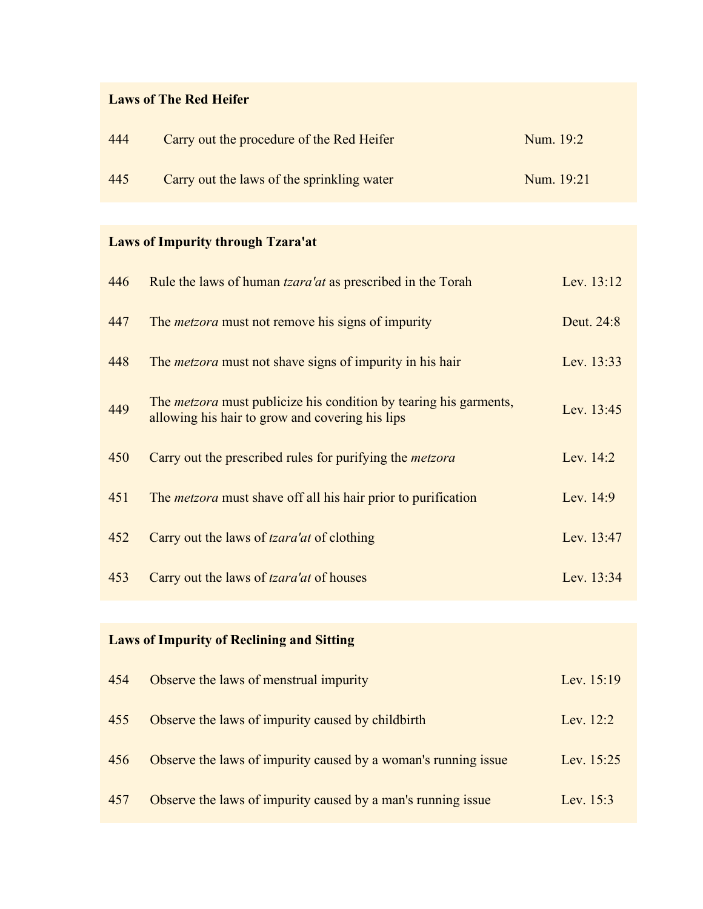**Laws of The Red Heifer**

| | | |
|---|---|---|
| 444 | Carry out the procedure of the Red Heifer | Num. 19:2 |
| 445 | Carry out the laws of the sprinkling water | Num. 19:21 |

**Laws of Impurity through Tzara'at**

| | | |
|---|---|---|
| 446 | Rule the laws of human *tzara'at* as prescribed in the Torah | Lev. 13:12 |
| 447 | The *metzora* must not remove his signs of impurity | Deut. 24:8 |
| 448 | The *metzora* must not shave signs of impurity in his hair | Lev. 13:33 |
| 449 | The *metzora* must publicize his condition by tearing his garments, allowing his hair to grow and covering his lips | Lev. 13:45 |
| 450 | Carry out the prescribed rules for purifying the *metzora* | Lev. 14:2 |
| 451 | The *metzora* must shave off all his hair prior to purification | Lev. 14:9 |
| 452 | Carry out the laws of *tzara'at* of clothing | Lev. 13:47 |
| 453 | Carry out the laws of *tzara'at* of houses | Lev. 13:34 |

**Laws of Impurity of Reclining and Sitting**

| | | |
|---|---|---|
| 454 | Observe the laws of menstrual impurity | Lev. 15:19 |
| 455 | Observe the laws of impurity caused by childbirth | Lev. 12:2 |
| 456 | Observe the laws of impurity caused by a woman's running issue | Lev. 15:25 |
| 457 | Observe the laws of impurity caused by a man's running issue | Lev. 15:3 |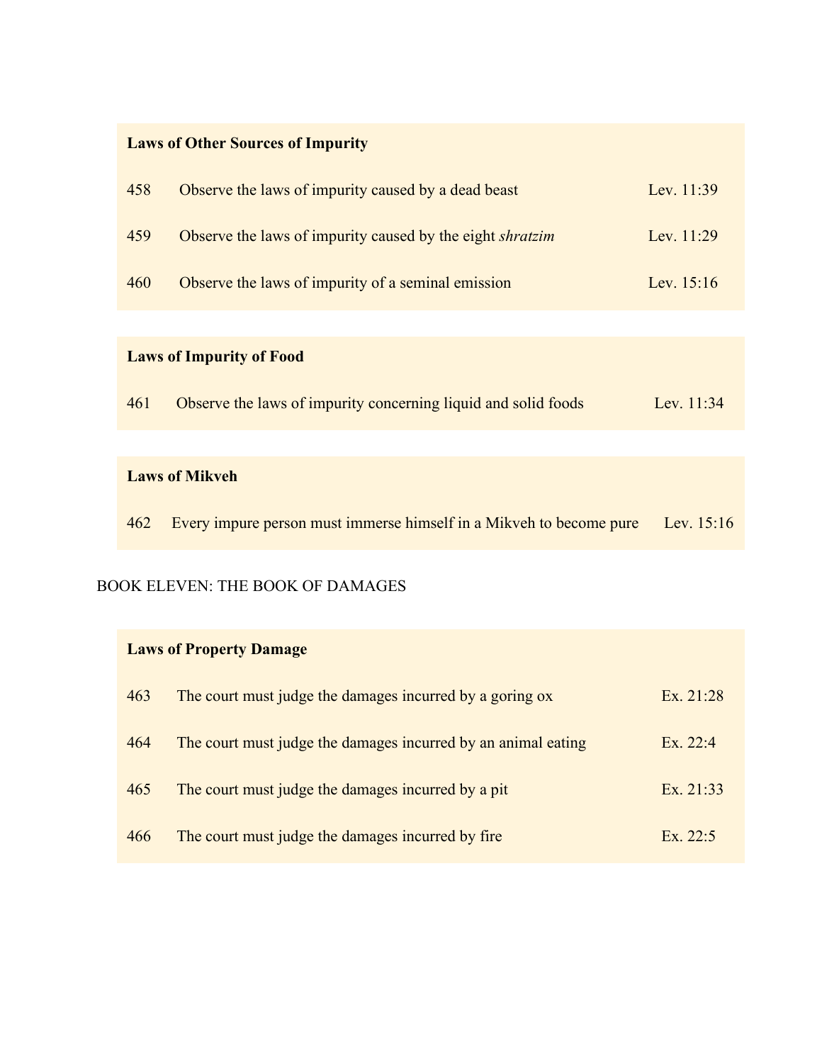**Laws of Other Sources of Impurity**

| | | |
|---|---|---|
| 458 | Observe the laws of impurity caused by a dead beast | Lev. 11:39 |
| 459 | Observe the laws of impurity caused by the eight *shratzim* | Lev. 11:29 |
| 460 | Observe the laws of impurity of a seminal emission | Lev. 15:16 |

**Laws of Impurity of Food**

| | | |
|---|---|---|
| 461 | Observe the laws of impurity concerning liquid and solid foods | Lev. 11:34 |

**Laws of Mikveh**

| | | |
|---|---|---|
| 462 | Every impure person must immerse himself in a Mikveh to become pure | Lev. 15:16 |

BOOK ELEVEN: THE BOOK OF DAMAGES

**Laws of Property Damage**

| | | |
|---|---|---|
| 463 | The court must judge the damages incurred by a goring ox | Ex. 21:28 |
| 464 | The court must judge the damages incurred by an animal eating | Ex. 22:4 |
| 465 | The court must judge the damages incurred by a pit | Ex. 21:33 |
| 466 | The court must judge the damages incurred by fire | Ex. 22:5 |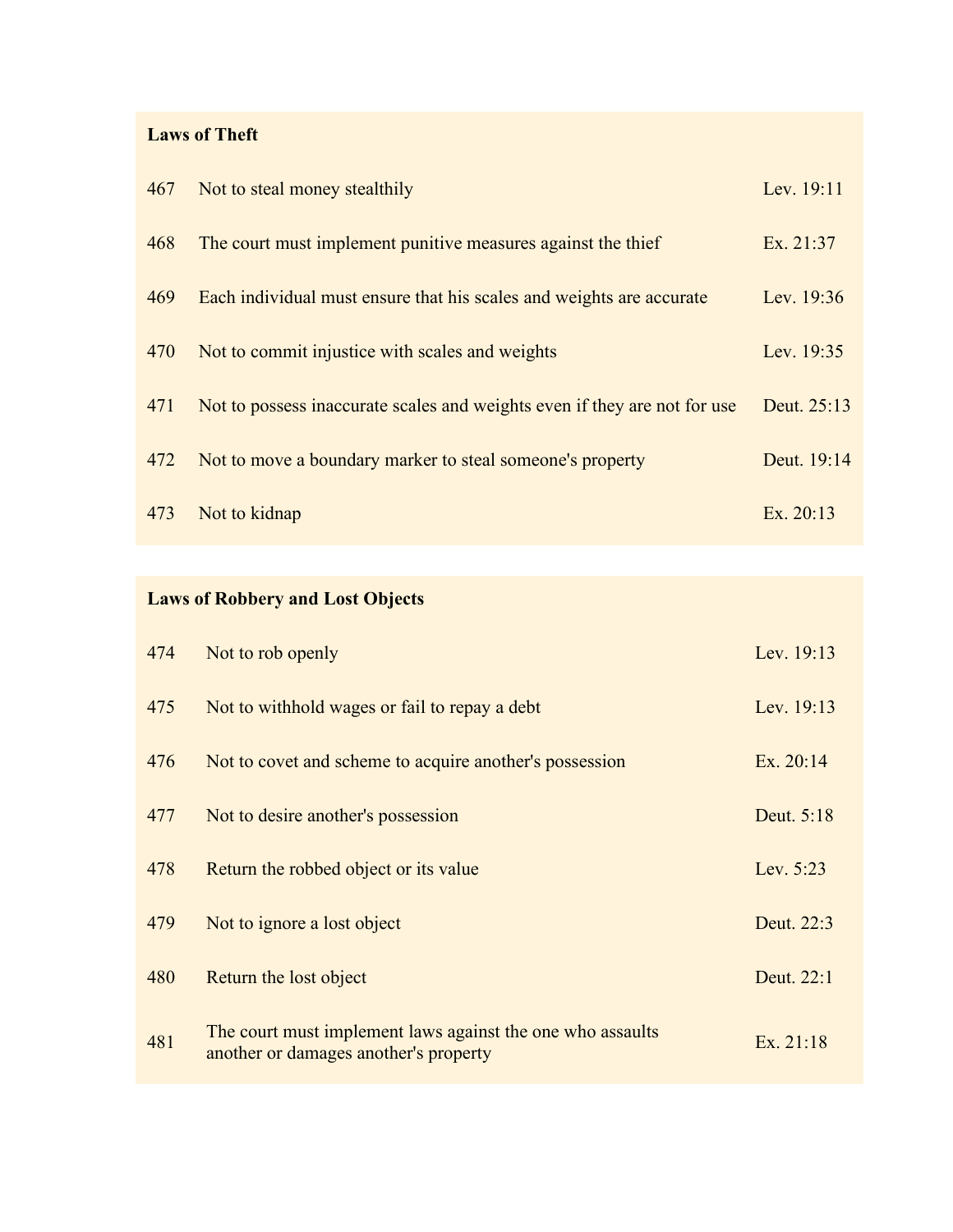**Laws of Theft**

| | | |
|---|---|---|
| 467 | Not to steal money stealthily | Lev. 19:11 |
| 468 | The court must implement punitive measures against the thief | Ex. 21:37 |
| 469 | Each individual must ensure that his scales and weights are accurate | Lev. 19:36 |
| 470 | Not to commit injustice with scales and weights | Lev. 19:35 |
| 471 | Not to possess inaccurate scales and weights even if they are not for use | Deut. 25:13 |
| 472 | Not to move a boundary marker to steal someone's property | Deut. 19:14 |
| 473 | Not to kidnap | Ex. 20:13 |

**Laws of Robbery and Lost Objects**

| | | |
|---|---|---|
| 474 | Not to rob openly | Lev. 19:13 |
| 475 | Not to withhold wages or fail to repay a debt | Lev. 19:13 |
| 476 | Not to covet and scheme to acquire another's possession | Ex. 20:14 |
| 477 | Not to desire another's possession | Deut. 5:18 |
| 478 | Return the robbed object or its value | Lev. 5:23 |
| 479 | Not to ignore a lost object | Deut. 22:3 |
| 480 | Return the lost object | Deut. 22:1 |
| 481 | The court must implement laws against the one who assaults another or damages another's property | Ex. 21:18 |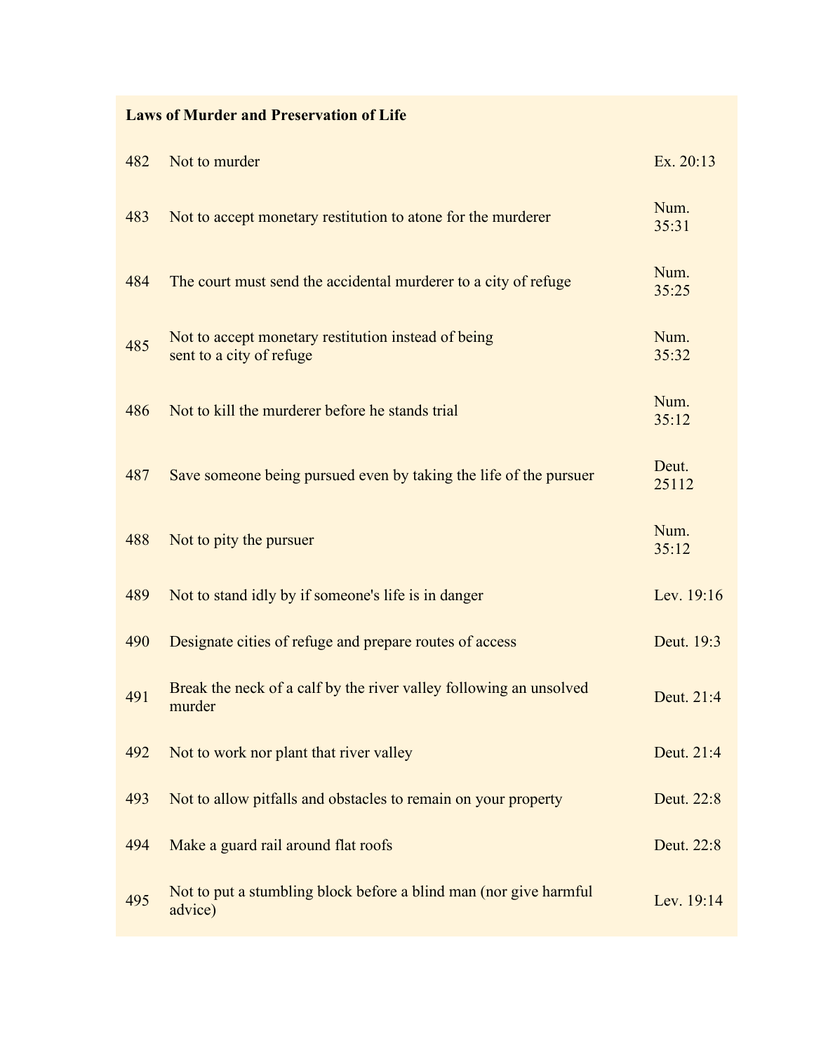**Laws of Murder and Preservation of Life**

| | | |
|---|---|---|
| 482 | Not to murder | Ex. 20:13 |
| 483 | Not to accept monetary restitution to atone for the murderer | Num. 35:31 |
| 484 | The court must send the accidental murderer to a city of refuge | Num. 35:25 |
| 485 | Not to accept monetary restitution instead of being sent to a city of refuge | Num. 35:32 |
| 486 | Not to kill the murderer before he stands trial | Num. 35:12 |
| 487 | Save someone being pursued even by taking the life of the pursuer | Deut. 25112 |
| 488 | Not to pity the pursuer | Num. 35:12 |
| 489 | Not to stand idly by if someone's life is in danger | Lev. 19:16 |
| 490 | Designate cities of refuge and prepare routes of access | Deut. 19:3 |
| 491 | Break the neck of a calf by the river valley following an unsolved murder | Deut. 21:4 |
| 492 | Not to work nor plant that river valley | Deut. 21:4 |
| 493 | Not to allow pitfalls and obstacles to remain on your property | Deut. 22:8 |
| 494 | Make a guard rail around flat roofs | Deut. 22:8 |
| 495 | Not to put a stumbling block before a blind man (nor give harmful advice) | Lev. 19:14 |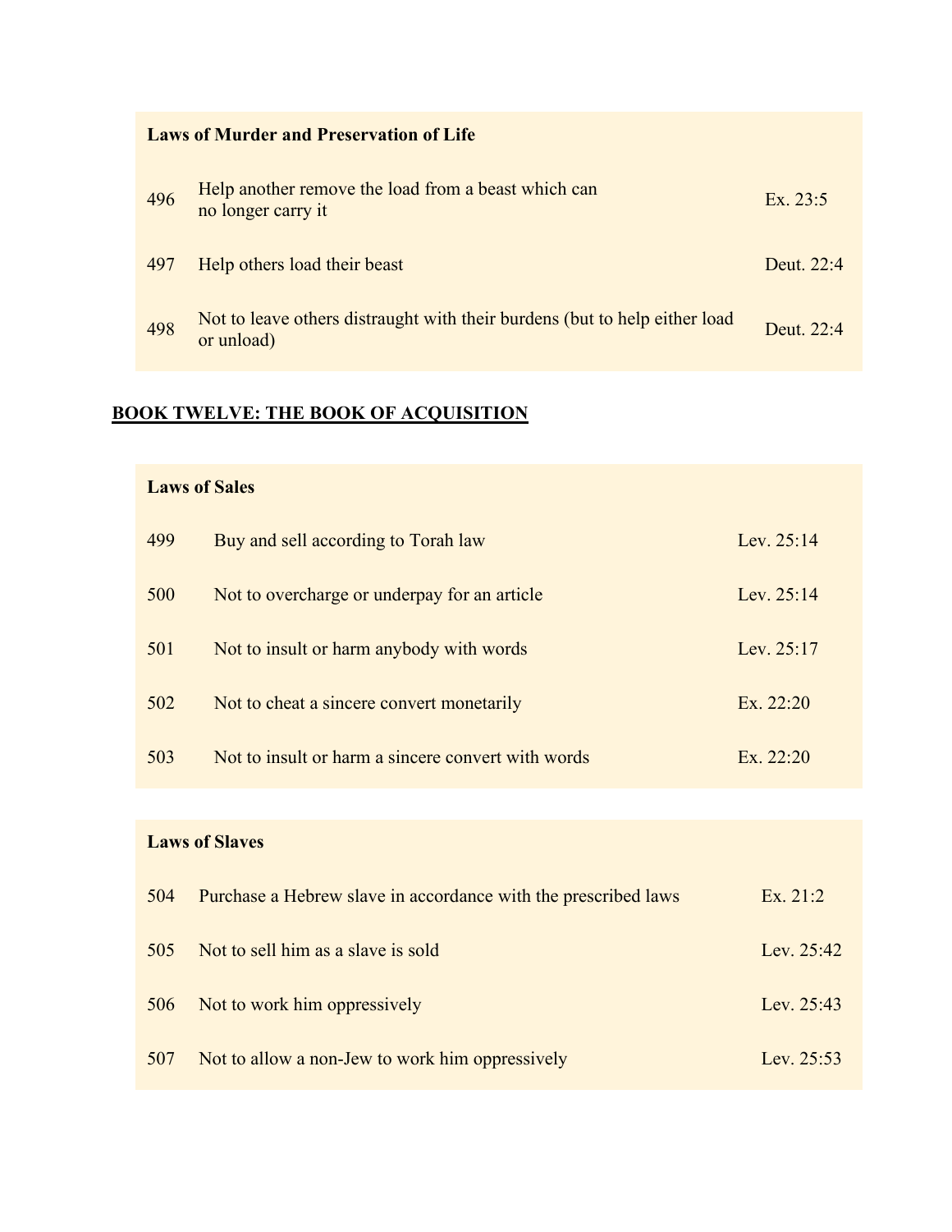**Laws of Murder and Preservation of Life**

| | | |
|---|---|---|
| 496 | Help another remove the load from a beast which can no longer carry it | Ex. 23:5 |
| 497 | Help others load their beast | Deut. 22:4 |
| 498 | Not to leave others distraught with their burdens (but to help either load or unload) | Deut. 22:4 |

## BOOK TWELVE: THE BOOK OF ACQUISITION

**Laws of Sales**

| | | |
|---|---|---|
| 499 | Buy and sell according to Torah law | Lev. 25:14 |
| 500 | Not to overcharge or underpay for an article | Lev. 25:14 |
| 501 | Not to insult or harm anybody with words | Lev. 25:17 |
| 502 | Not to cheat a sincere convert monetarily | Ex. 22:20 |
| 503 | Not to insult or harm a sincere convert with words | Ex. 22:20 |

**Laws of Slaves**

| | | |
|---|---|---|
| 504 | Purchase a Hebrew slave in accordance with the prescribed laws | Ex. 21:2 |
| 505 | Not to sell him as a slave is sold | Lev. 25:42 |
| 506 | Not to work him oppressively | Lev. 25:43 |
| 507 | Not to allow a non-Jew to work him oppressively | Lev. 25:53 |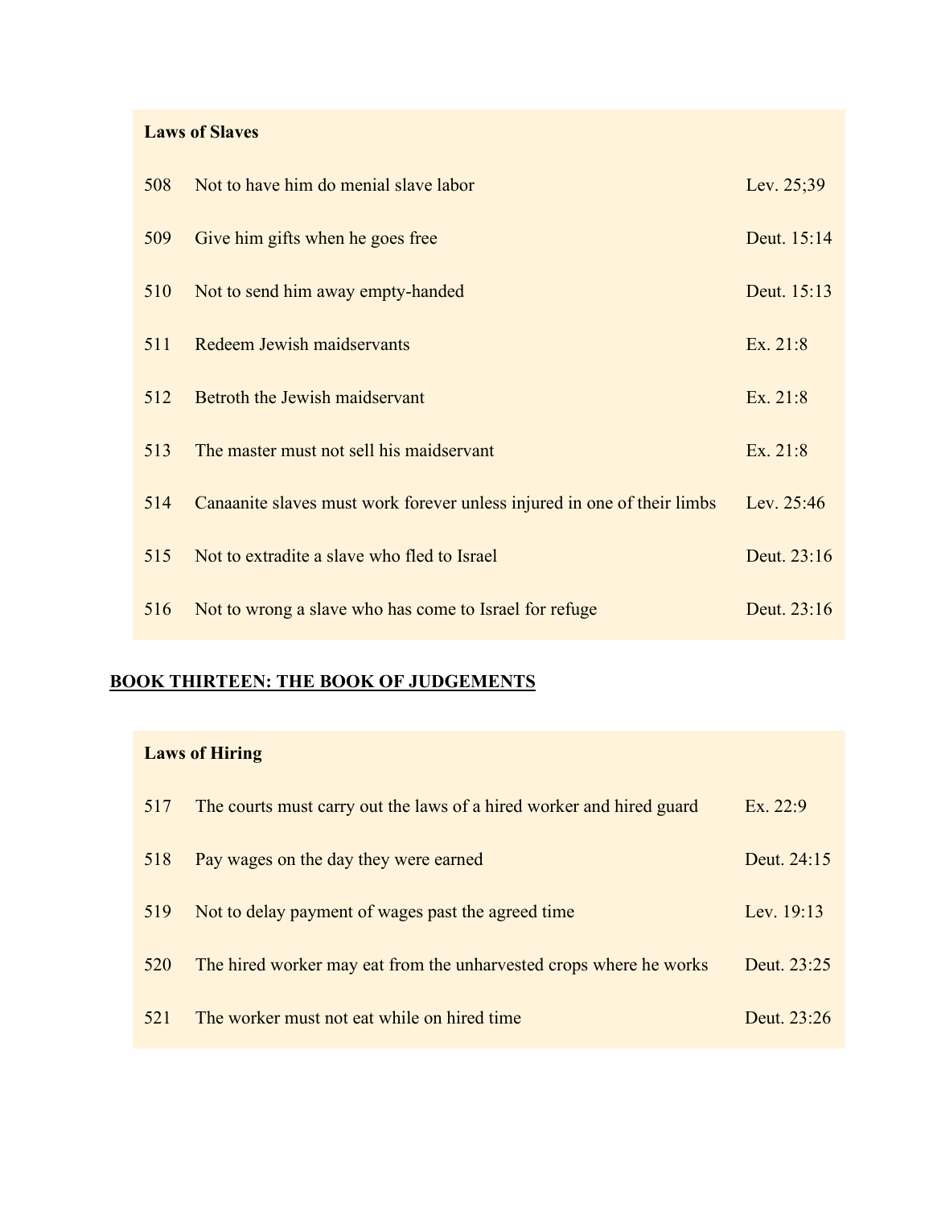| **Laws of Slaves** | | |
|---|---|---|
| 508 | Not to have him do menial slave labor | Lev. 25;39 |
| 509 | Give him gifts when he goes free | Deut. 15:14 |
| 510 | Not to send him away empty-handed | Deut. 15:13 |
| 511 | Redeem Jewish maidservants | Ex. 21:8 |
| 512 | Betroth the Jewish maidservant | Ex. 21:8 |
| 513 | The master must not sell his maidservant | Ex. 21:8 |
| 514 | Canaanite slaves must work forever unless injured in one of their limbs | Lev. 25:46 |
| 515 | Not to extradite a slave who fled to Israel | Deut. 23:16 |
| 516 | Not to wrong a slave who has come to Israel for refuge | Deut. 23:16 |

## **BOOK THIRTEEN: THE BOOK OF JUDGEMENTS**

| **Laws of Hiring** | | |
|---|---|---|
| 517 | The courts must carry out the laws of a hired worker and hired guard | Ex. 22:9 |
| 518 | Pay wages on the day they were earned | Deut. 24:15 |
| 519 | Not to delay payment of wages past the agreed time | Lev. 19:13 |
| 520 | The hired worker may eat from the unharvested crops where he works | Deut. 23:25 |
| 521 | The worker must not eat while on hired time | Deut. 23:26 |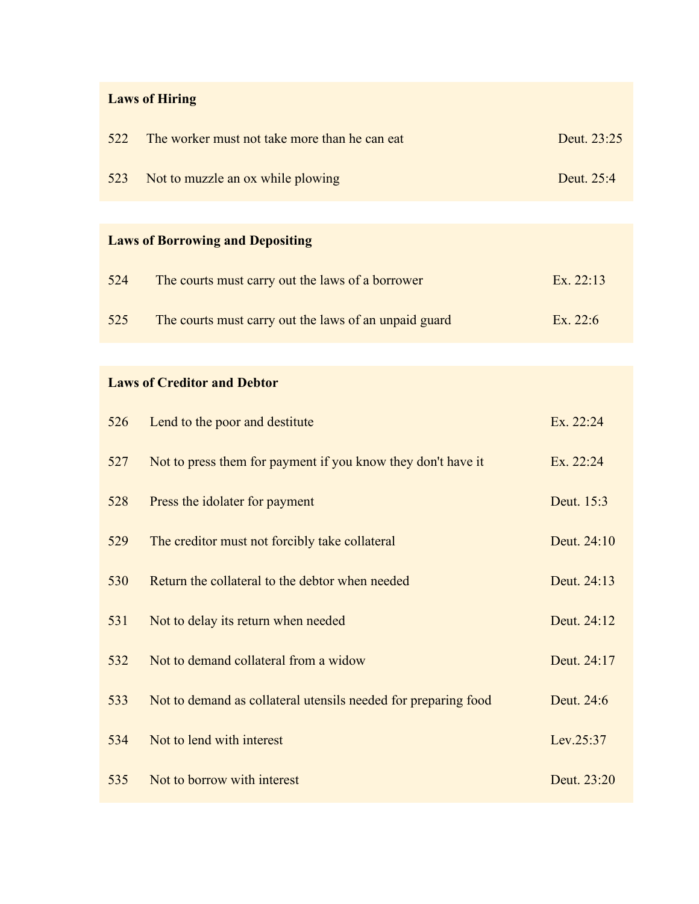| **Laws of Hiring** | | |
|---|---|---|
| 522 | The worker must not take more than he can eat | Deut. 23:25 |
| 523 | Not to muzzle an ox while plowing | Deut. 25:4 |

| **Laws of Borrowing and Depositing** | | |
|---|---|---|
| 524 | The courts must carry out the laws of a borrower | Ex. 22:13 |
| 525 | The courts must carry out the laws of an unpaid guard | Ex. 22:6 |

| **Laws of Creditor and Debtor** | | |
|---|---|---|
| 526 | Lend to the poor and destitute | Ex. 22:24 |
| 527 | Not to press them for payment if you know they don't have it | Ex. 22:24 |
| 528 | Press the idolater for payment | Deut. 15:3 |
| 529 | The creditor must not forcibly take collateral | Deut. 24:10 |
| 530 | Return the collateral to the debtor when needed | Deut. 24:13 |
| 531 | Not to delay its return when needed | Deut. 24:12 |
| 532 | Not to demand collateral from a widow | Deut. 24:17 |
| 533 | Not to demand as collateral utensils needed for preparing food | Deut. 24:6 |
| 534 | Not to lend with interest | Lev.25:37 |
| 535 | Not to borrow with interest | Deut. 23:20 |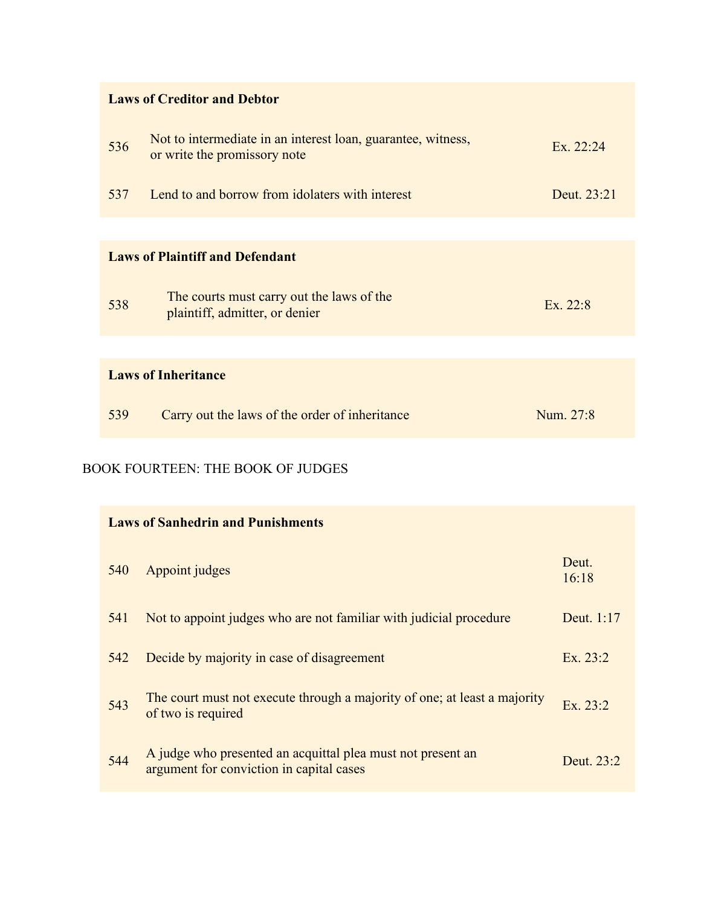| **Laws of Creditor and Debtor** | | |
|---|---|---|
| 536 | Not to intermediate in an interest loan, guarantee, witness, or write the promissory note | Ex. 22:24 |
| 537 | Lend to and borrow from idolaters with interest | Deut. 23:21 |

| **Laws of Plaintiff and Defendant** | | |
|---|---|---|
| 538 | The courts must carry out the laws of the plaintiff, admitter, or denier | Ex. 22:8 |

| **Laws of Inheritance** | | |
|---|---|---|
| 539 | Carry out the laws of the order of inheritance | Num. 27:8 |

## BOOK FOURTEEN: THE BOOK OF JUDGES

| **Laws of Sanhedrin and Punishments** | | |
|---|---|---|
| 540 | Appoint judges | Deut. 16:18 |
| 541 | Not to appoint judges who are not familiar with judicial procedure | Deut. 1:17 |
| 542 | Decide by majority in case of disagreement | Ex. 23:2 |
| 543 | The court must not execute through a majority of one; at least a majority of two is required | Ex. 23:2 |
| 544 | A judge who presented an acquittal plea must not present an argument for conviction in capital cases | Deut. 23:2 |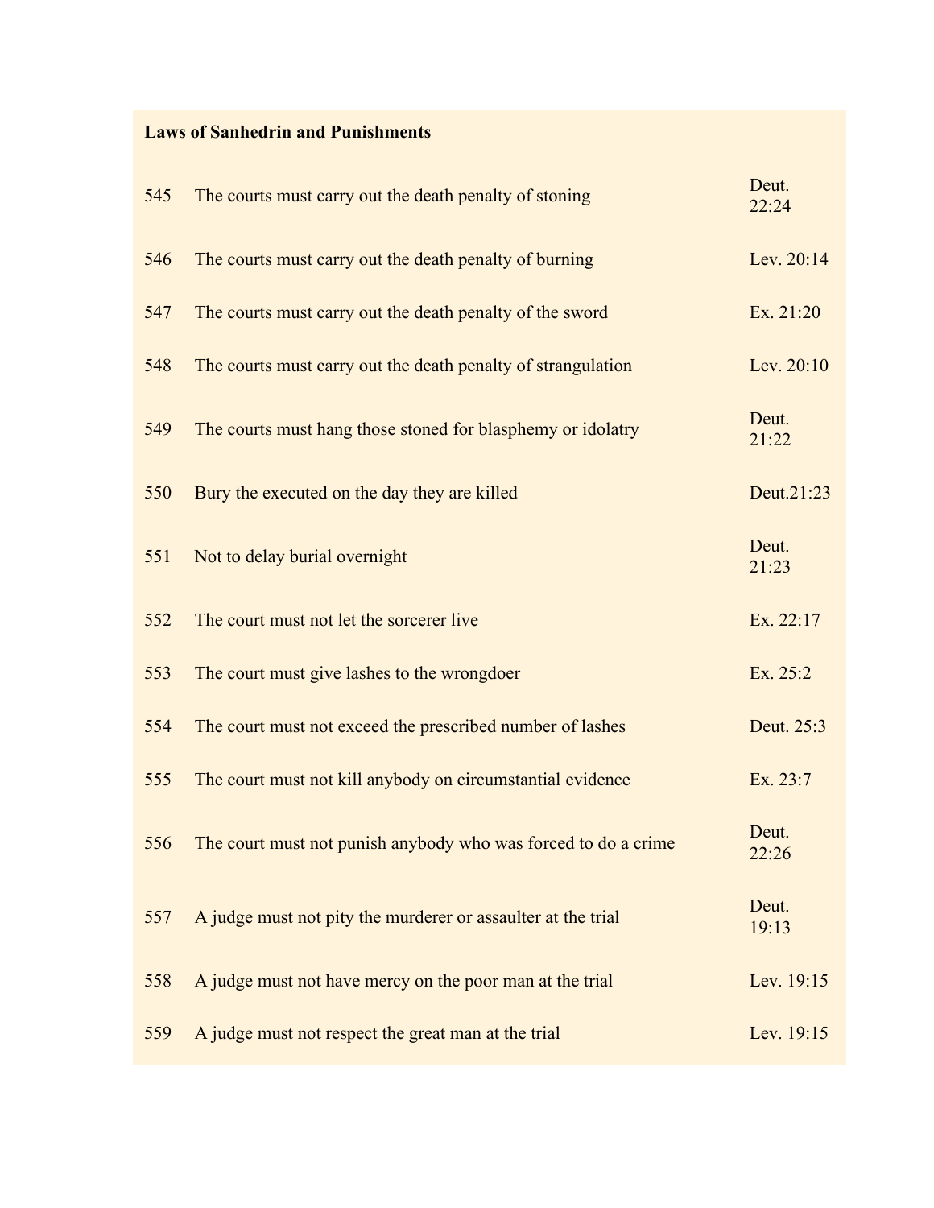**Laws of Sanhedrin and Punishments**

| | | |
|---|---|---|
| 545 | The courts must carry out the death penalty of stoning | Deut. 22:24 |
| 546 | The courts must carry out the death penalty of burning | Lev. 20:14 |
| 547 | The courts must carry out the death penalty of the sword | Ex. 21:20 |
| 548 | The courts must carry out the death penalty of strangulation | Lev. 20:10 |
| 549 | The courts must hang those stoned for blasphemy or idolatry | Deut. 21:22 |
| 550 | Bury the executed on the day they are killed | Deut.21:23 |
| 551 | Not to delay burial overnight | Deut. 21:23 |
| 552 | The court must not let the sorcerer live | Ex. 22:17 |
| 553 | The court must give lashes to the wrongdoer | Ex. 25:2 |
| 554 | The court must not exceed the prescribed number of lashes | Deut. 25:3 |
| 555 | The court must not kill anybody on circumstantial evidence | Ex. 23:7 |
| 556 | The court must not punish anybody who was forced to do a crime | Deut. 22:26 |
| 557 | A judge must not pity the murderer or assaulter at the trial | Deut. 19:13 |
| 558 | A judge must not have mercy on the poor man at the trial | Lev. 19:15 |
| 559 | A judge must not respect the great man at the trial | Lev. 19:15 |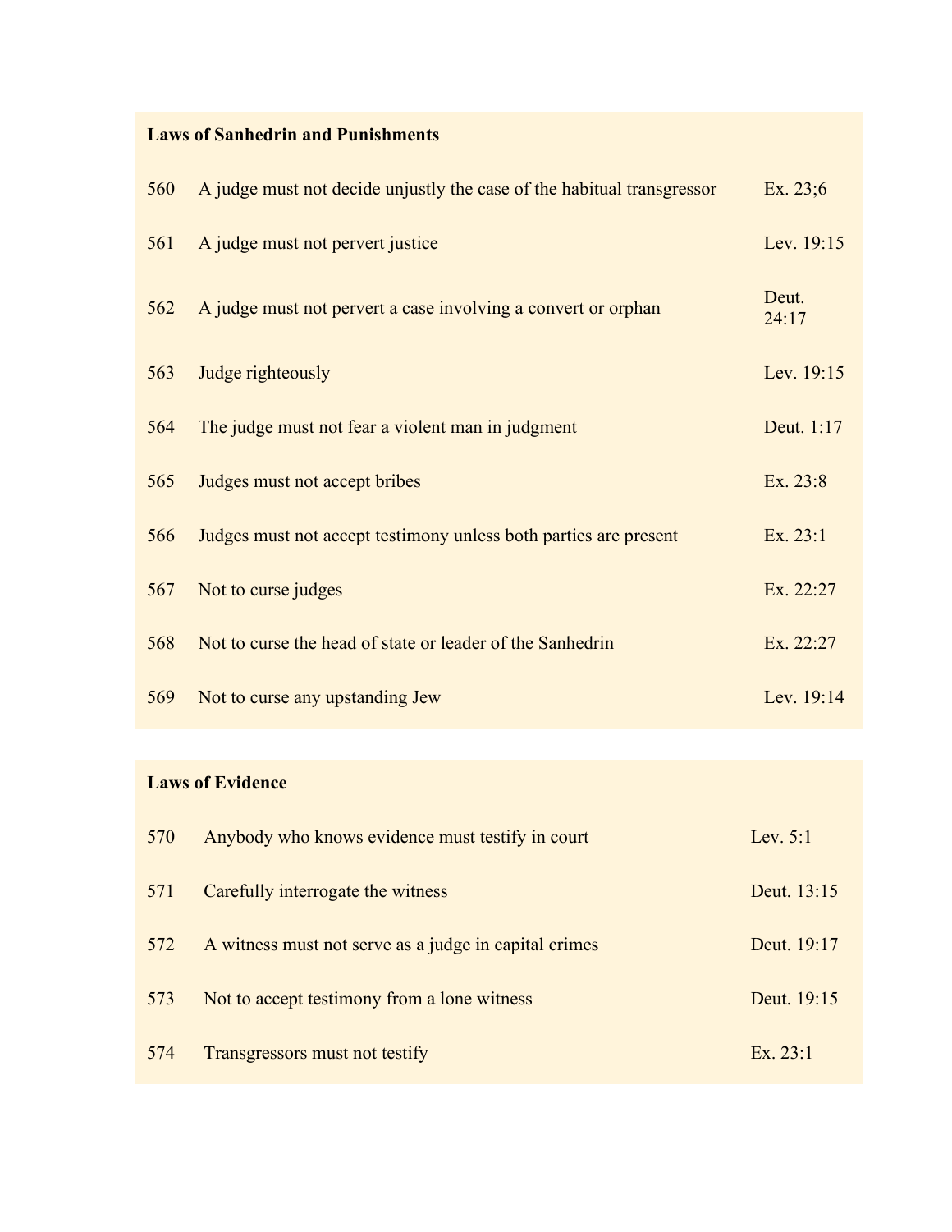**Laws of Sanhedrin and Punishments**

| | | |
|---|---|---|
| 560 | A judge must not decide unjustly the case of the habitual transgressor | Ex. 23;6 |
| 561 | A judge must not pervert justice | Lev. 19:15 |
| 562 | A judge must not pervert a case involving a convert or orphan | Deut. 24:17 |
| 563 | Judge righteously | Lev. 19:15 |
| 564 | The judge must not fear a violent man in judgment | Deut. 1:17 |
| 565 | Judges must not accept bribes | Ex. 23:8 |
| 566 | Judges must not accept testimony unless both parties are present | Ex. 23:1 |
| 567 | Not to curse judges | Ex. 22:27 |
| 568 | Not to curse the head of state or leader of the Sanhedrin | Ex. 22:27 |
| 569 | Not to curse any upstanding Jew | Lev. 19:14 |

**Laws of Evidence**

| | | |
|---|---|---|
| 570 | Anybody who knows evidence must testify in court | Lev. 5:1 |
| 571 | Carefully interrogate the witness | Deut. 13:15 |
| 572 | A witness must not serve as a judge in capital crimes | Deut. 19:17 |
| 573 | Not to accept testimony from a lone witness | Deut. 19:15 |
| 574 | Transgressors must not testify | Ex. 23:1 |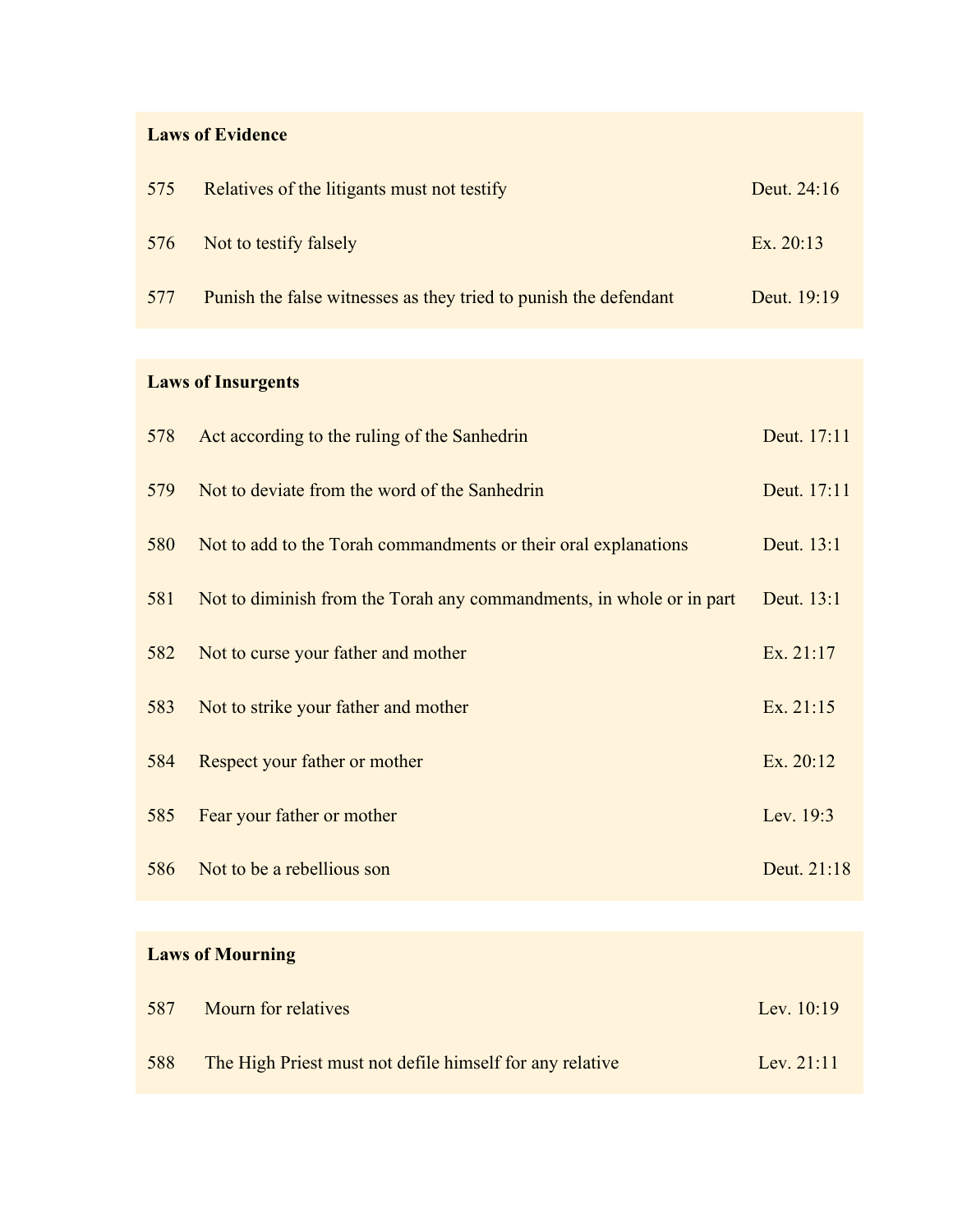| **Laws of Evidence** | | |
|---|---|---|
| 575 | Relatives of the litigants must not testify | Deut. 24:16 |
| 576 | Not to testify falsely | Ex. 20:13 |
| 577 | Punish the false witnesses as they tried to punish the defendant | Deut. 19:19 |

| **Laws of Insurgents** | | |
|---|---|---|
| 578 | Act according to the ruling of the Sanhedrin | Deut. 17:11 |
| 579 | Not to deviate from the word of the Sanhedrin | Deut. 17:11 |
| 580 | Not to add to the Torah commandments or their oral explanations | Deut. 13:1 |
| 581 | Not to diminish from the Torah any commandments, in whole or in part | Deut. 13:1 |
| 582 | Not to curse your father and mother | Ex. 21:17 |
| 583 | Not to strike your father and mother | Ex. 21:15 |
| 584 | Respect your father or mother | Ex. 20:12 |
| 585 | Fear your father or mother | Lev. 19:3 |
| 586 | Not to be a rebellious son | Deut. 21:18 |

| **Laws of Mourning** | | |
|---|---|---|
| 587 | Mourn for relatives | Lev. 10:19 |
| 588 | The High Priest must not defile himself for any relative | Lev. 21:11 |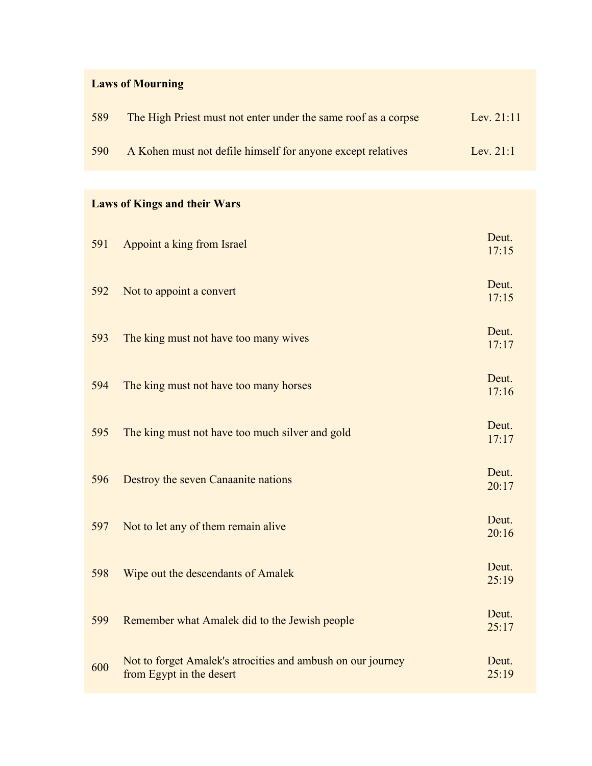**Laws of Mourning**

| | | |
|---|---|---|
| 589 | The High Priest must not enter under the same roof as a corpse | Lev. 21:11 |
| 590 | A Kohen must not defile himself for anyone except relatives | Lev. 21:1 |

**Laws of Kings and their Wars**

| | | |
|---|---|---|
| 591 | Appoint a king from Israel | Deut. 17:15 |
| 592 | Not to appoint a convert | Deut. 17:15 |
| 593 | The king must not have too many wives | Deut. 17:17 |
| 594 | The king must not have too many horses | Deut. 17:16 |
| 595 | The king must not have too much silver and gold | Deut. 17:17 |
| 596 | Destroy the seven Canaanite nations | Deut. 20:17 |
| 597 | Not to let any of them remain alive | Deut. 20:16 |
| 598 | Wipe out the descendants of Amalek | Deut. 25:19 |
| 599 | Remember what Amalek did to the Jewish people | Deut. 25:17 |
| 600 | Not to forget Amalek's atrocities and ambush on our journey from Egypt in the desert | Deut. 25:19 |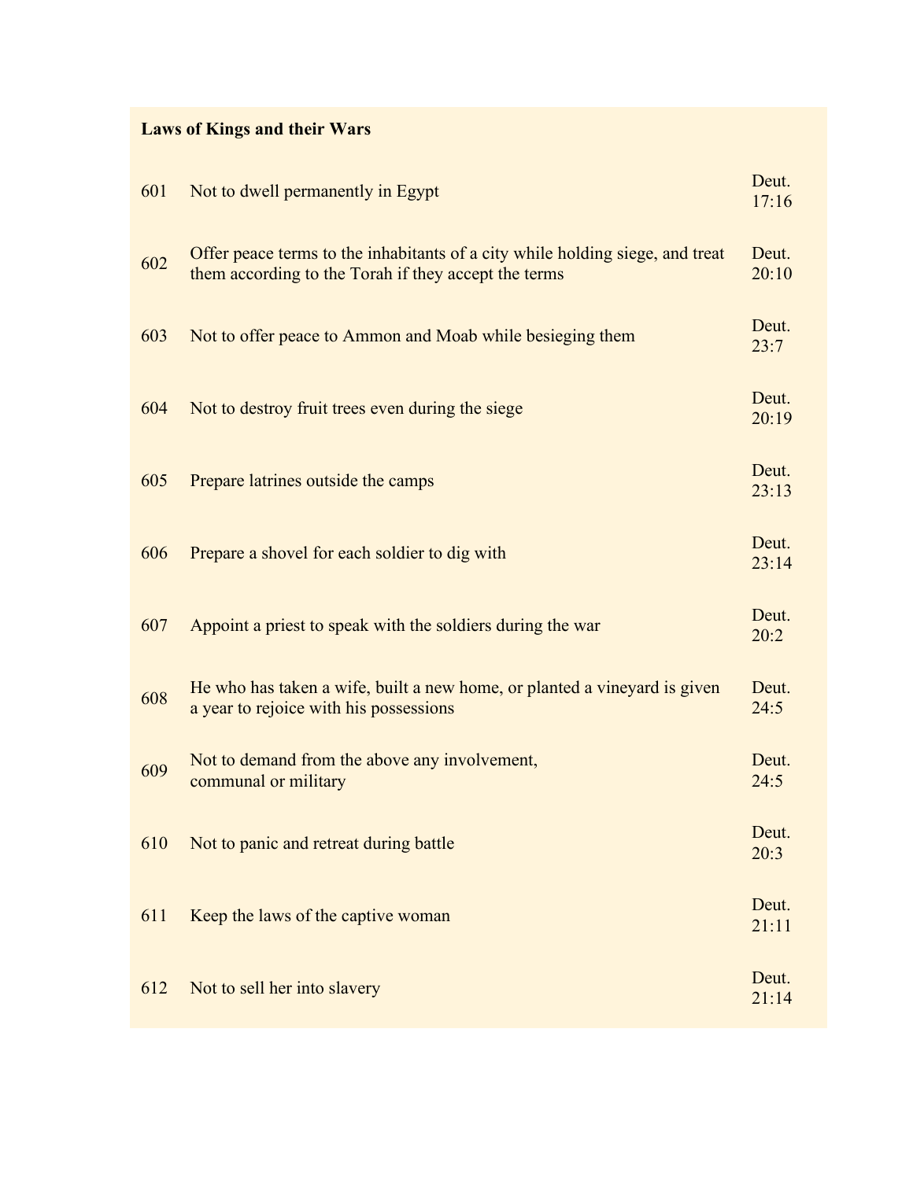**Laws of Kings and their Wars**

| | | |
|---|---|---|
| 601 | Not to dwell permanently in Egypt | Deut. 17:16 |
| 602 | Offer peace terms to the inhabitants of a city while holding siege, and treat them according to the Torah if they accept the terms | Deut. 20:10 |
| 603 | Not to offer peace to Ammon and Moab while besieging them | Deut. 23:7 |
| 604 | Not to destroy fruit trees even during the siege | Deut. 20:19 |
| 605 | Prepare latrines outside the camps | Deut. 23:13 |
| 606 | Prepare a shovel for each soldier to dig with | Deut. 23:14 |
| 607 | Appoint a priest to speak with the soldiers during the war | Deut. 20:2 |
| 608 | He who has taken a wife, built a new home, or planted a vineyard is given a year to rejoice with his possessions | Deut. 24:5 |
| 609 | Not to demand from the above any involvement, communal or military | Deut. 24:5 |
| 610 | Not to panic and retreat during battle | Deut. 20:3 |
| 611 | Keep the laws of the captive woman | Deut. 21:11 |
| 612 | Not to sell her into slavery | Deut. 21:14 |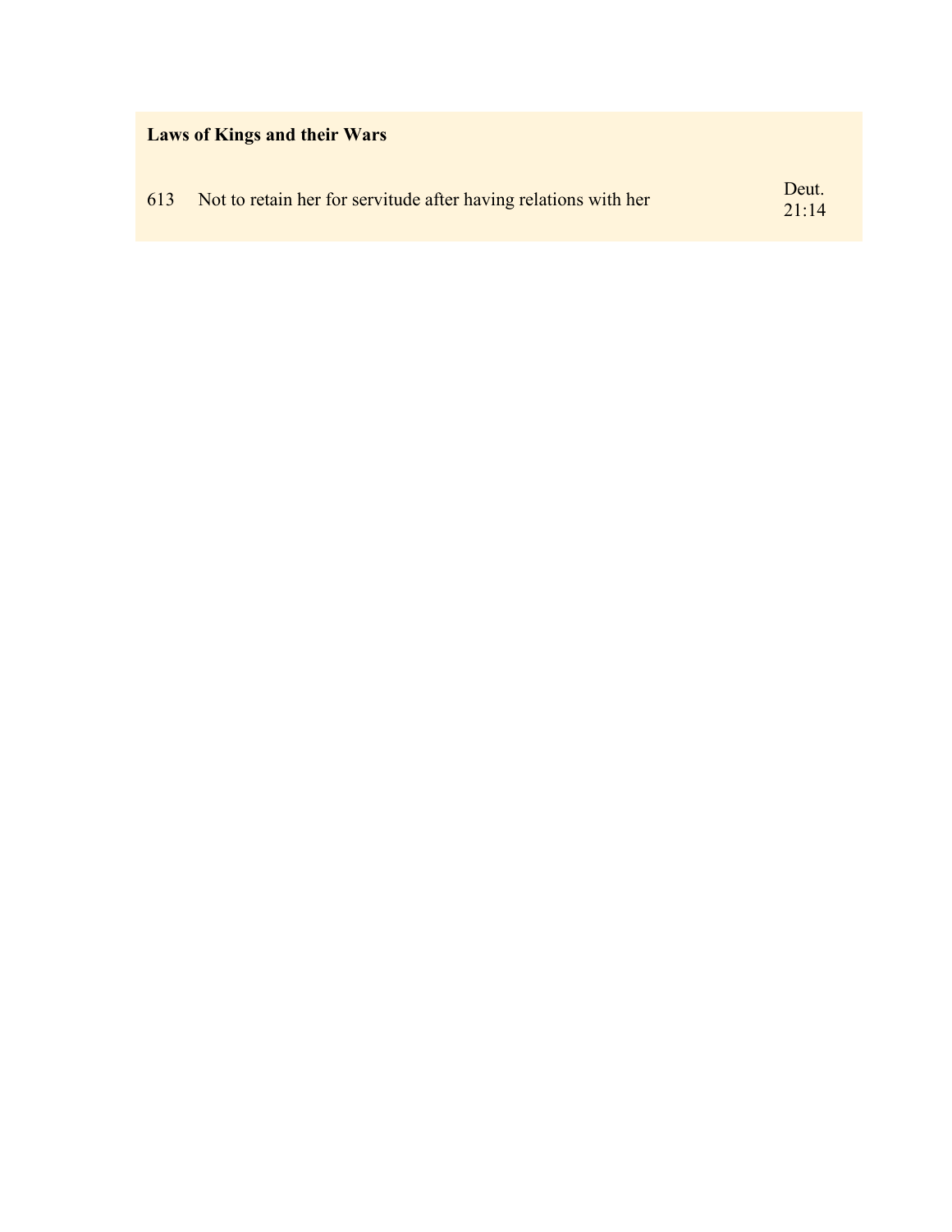**Laws of Kings and their Wars**

| | | |
|---|---|---|
| 613 | Not to retain her for servitude after having relations with her | Deut. 21:14 |